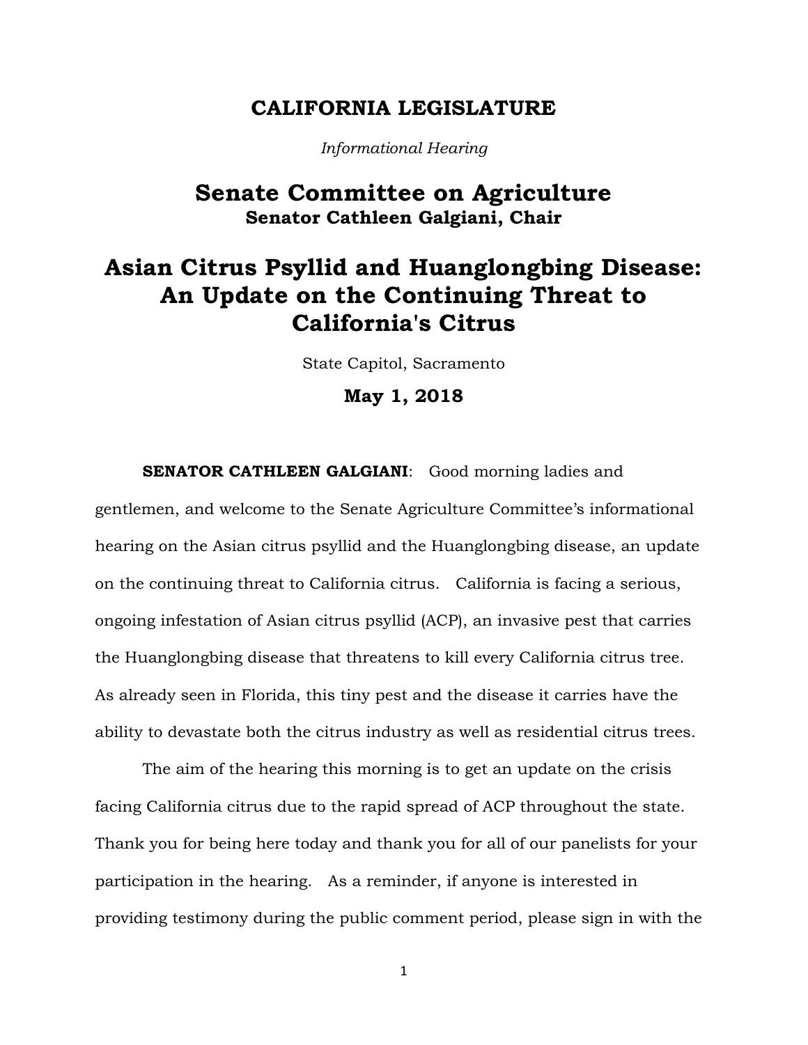# CALIFORNIA LEGISLATURE

*Informational Hearing*

## Senate Committee on Agriculture

**Senator Cathleen Galgiani, Chair**

# Asian Citrus Psyllid and Huanglongbing Disease: An Update on the Continuing Threat to California's Citrus

State Capitol, Sacramento

**May 1, 2018**

**SENATOR CATHLEEN GALGIANI**: Good morning ladies and gentlemen, and welcome to the Senate Agriculture Committee's informational hearing on the Asian citrus psyllid and the Huanglongbing disease, an update on the continuing threat to California citrus. California is facing a serious, ongoing infestation of Asian citrus psyllid (ACP), an invasive pest that carries the Huanglongbing disease that threatens to kill every California citrus tree. As already seen in Florida, this tiny pest and the disease it carries have the ability to devastate both the citrus industry as well as residential citrus trees.

The aim of the hearing this morning is to get an update on the crisis facing California citrus due to the rapid spread of ACP throughout the state. Thank you for being here today and thank you for all of our panelists for your participation in the hearing. As a reminder, if anyone is interested in providing testimony during the public comment period, please sign in with the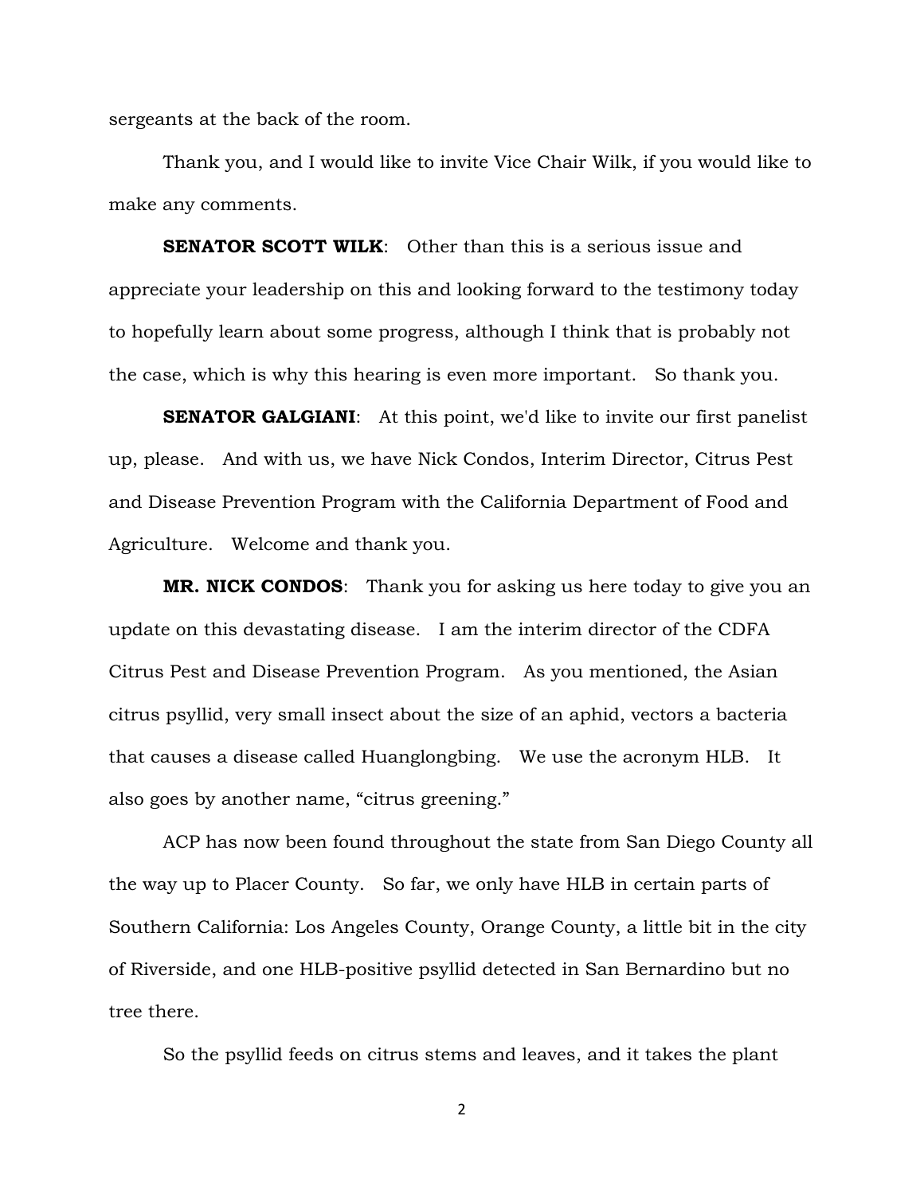sergeants at the back of the room.

Thank you, and I would like to invite Vice Chair Wilk, if you would like to make any comments.

**SENATOR SCOTT WILK**: Other than this is a serious issue and appreciate your leadership on this and looking forward to the testimony today to hopefully learn about some progress, although I think that is probably not the case, which is why this hearing is even more important. So thank you.

**SENATOR GALGIANI**: At this point, we'd like to invite our first panelist up, please. And with us, we have Nick Condos, Interim Director, Citrus Pest and Disease Prevention Program with the California Department of Food and Agriculture. Welcome and thank you.

**MR. NICK CONDOS**: Thank you for asking us here today to give you an update on this devastating disease. I am the interim director of the CDFA Citrus Pest and Disease Prevention Program. As you mentioned, the Asian citrus psyllid, very small insect about the size of an aphid, vectors a bacteria that causes a disease called Huanglongbing. We use the acronym HLB. It also goes by another name, "citrus greening."

ACP has now been found throughout the state from San Diego County all the way up to Placer County. So far, we only have HLB in certain parts of Southern California: Los Angeles County, Orange County, a little bit in the city of Riverside, and one HLB-positive psyllid detected in San Bernardino but no tree there.

So the psyllid feeds on citrus stems and leaves, and it takes the plant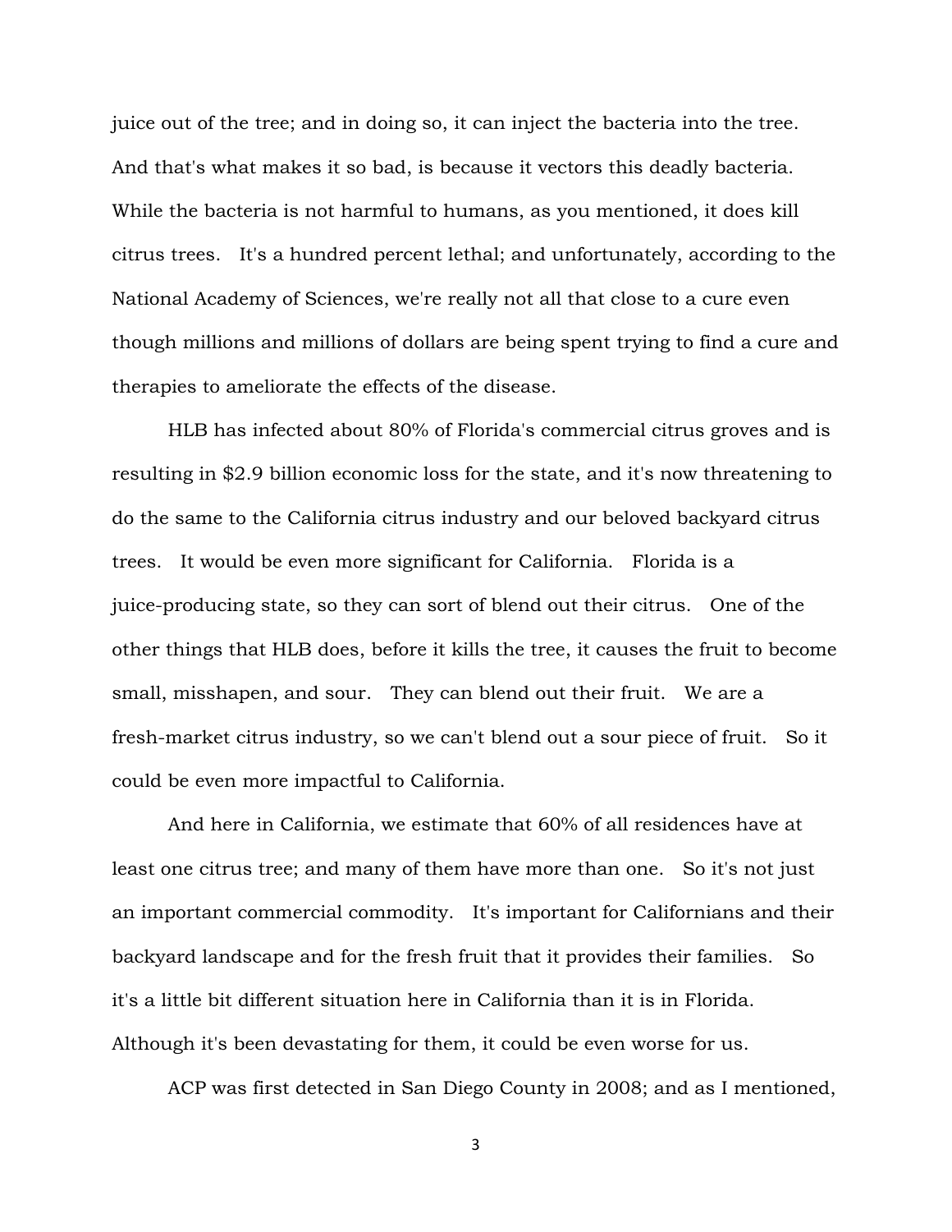juice out of the tree; and in doing so, it can inject the bacteria into the tree. And that's what makes it so bad, is because it vectors this deadly bacteria. While the bacteria is not harmful to humans, as you mentioned, it does kill citrus trees. It's a hundred percent lethal; and unfortunately, according to the National Academy of Sciences, we're really not all that close to a cure even though millions and millions of dollars are being spent trying to find a cure and therapies to ameliorate the effects of the disease.

HLB has infected about 80% of Florida's commercial citrus groves and is resulting in $2.9 billion economic loss for the state, and it's now threatening to do the same to the California citrus industry and our beloved backyard citrus trees. It would be even more significant for California. Florida is a juice-producing state, so they can sort of blend out their citrus. One of the other things that HLB does, before it kills the tree, it causes the fruit to become small, misshapen, and sour. They can blend out their fruit. We are a fresh-market citrus industry, so we can't blend out a sour piece of fruit. So it could be even more impactful to California.

And here in California, we estimate that 60% of all residences have at least one citrus tree; and many of them have more than one. So it's not just an important commercial commodity. It's important for Californians and their backyard landscape and for the fresh fruit that it provides their families. So it's a little bit different situation here in California than it is in Florida. Although it's been devastating for them, it could be even worse for us.

ACP was first detected in San Diego County in 2008; and as I mentioned,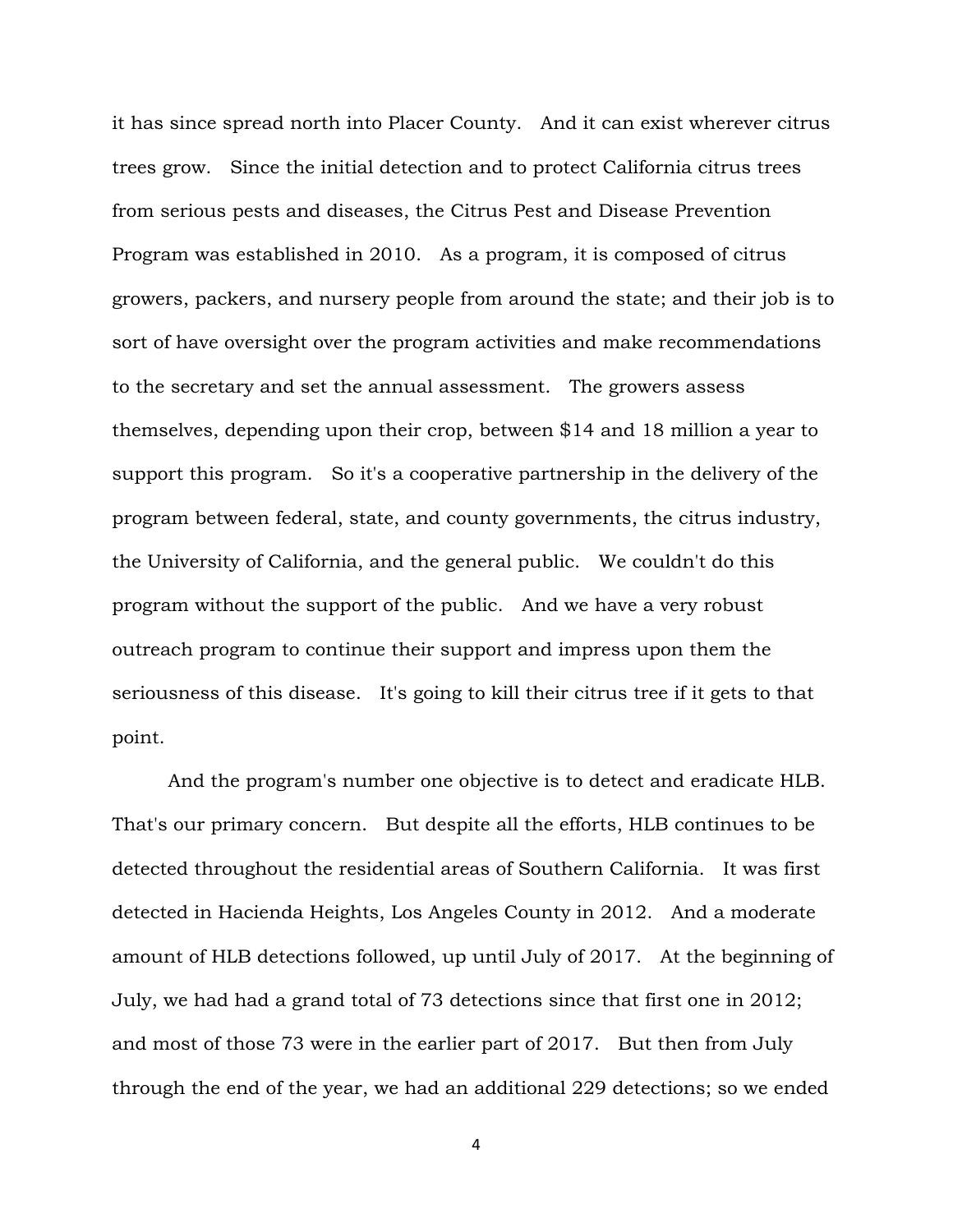it has since spread north into Placer County. And it can exist wherever citrus trees grow. Since the initial detection and to protect California citrus trees from serious pests and diseases, the Citrus Pest and Disease Prevention Program was established in 2010. As a program, it is composed of citrus growers, packers, and nursery people from around the state; and their job is to sort of have oversight over the program activities and make recommendations to the secretary and set the annual assessment. The growers assess themselves, depending upon their crop, between $14 and 18 million a year to support this program. So it's a cooperative partnership in the delivery of the program between federal, state, and county governments, the citrus industry, the University of California, and the general public. We couldn't do this program without the support of the public. And we have a very robust outreach program to continue their support and impress upon them the seriousness of this disease. It's going to kill their citrus tree if it gets to that point.

And the program's number one objective is to detect and eradicate HLB. That's our primary concern. But despite all the efforts, HLB continues to be detected throughout the residential areas of Southern California. It was first detected in Hacienda Heights, Los Angeles County in 2012. And a moderate amount of HLB detections followed, up until July of 2017. At the beginning of July, we had had a grand total of 73 detections since that first one in 2012; and most of those 73 were in the earlier part of 2017. But then from July through the end of the year, we had an additional 229 detections; so we ended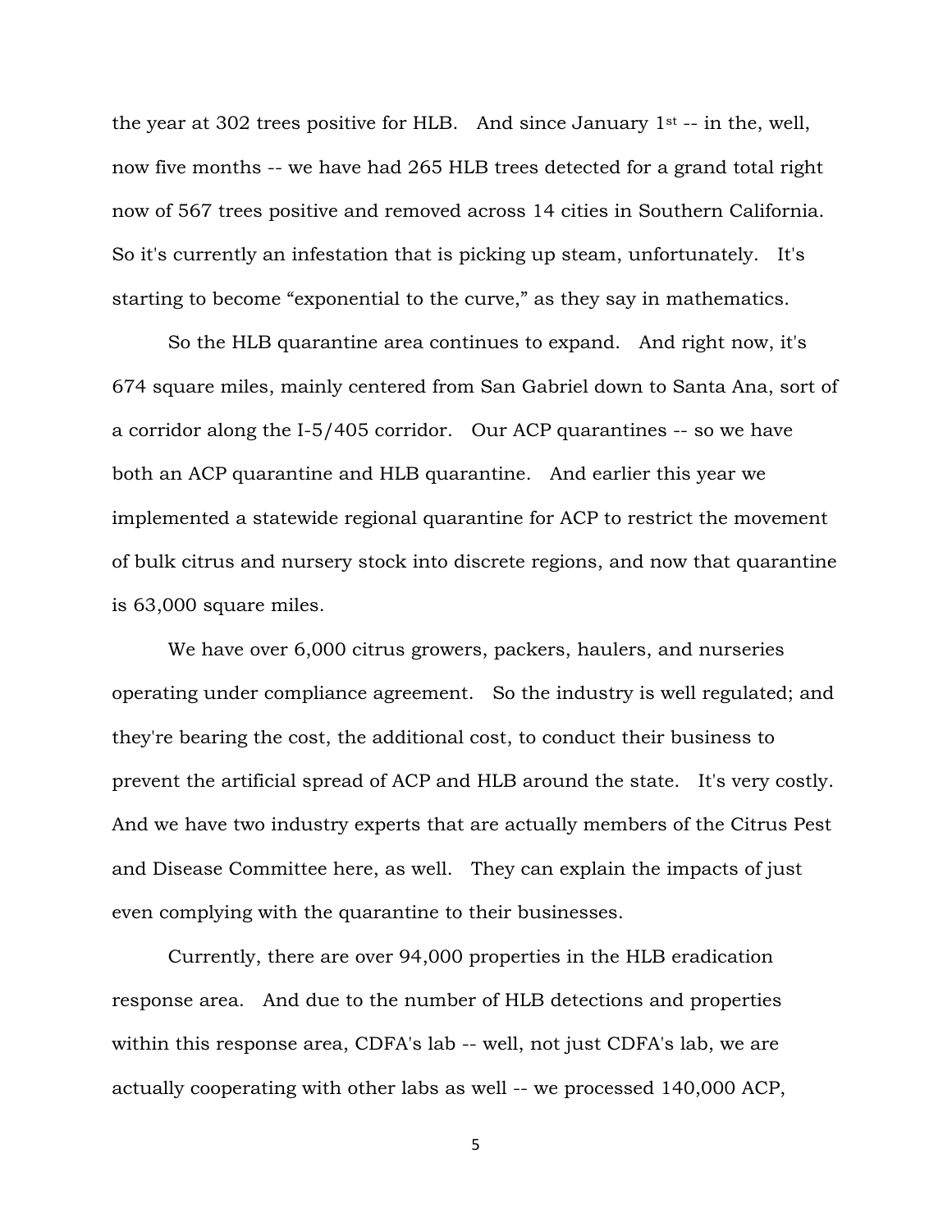the year at 302 trees positive for HLB. And since January 1st -- in the, well, now five months -- we have had 265 HLB trees detected for a grand total right now of 567 trees positive and removed across 14 cities in Southern California. So it's currently an infestation that is picking up steam, unfortunately. It's starting to become "exponential to the curve," as they say in mathematics.

So the HLB quarantine area continues to expand. And right now, it's 674 square miles, mainly centered from San Gabriel down to Santa Ana, sort of a corridor along the I-5/405 corridor. Our ACP quarantines -- so we have both an ACP quarantine and HLB quarantine. And earlier this year we implemented a statewide regional quarantine for ACP to restrict the movement of bulk citrus and nursery stock into discrete regions, and now that quarantine is 63,000 square miles.

We have over 6,000 citrus growers, packers, haulers, and nurseries operating under compliance agreement. So the industry is well regulated; and they're bearing the cost, the additional cost, to conduct their business to prevent the artificial spread of ACP and HLB around the state. It's very costly. And we have two industry experts that are actually members of the Citrus Pest and Disease Committee here, as well. They can explain the impacts of just even complying with the quarantine to their businesses.

Currently, there are over 94,000 properties in the HLB eradication response area. And due to the number of HLB detections and properties within this response area, CDFA's lab -- well, not just CDFA's lab, we are actually cooperating with other labs as well -- we processed 140,000 ACP,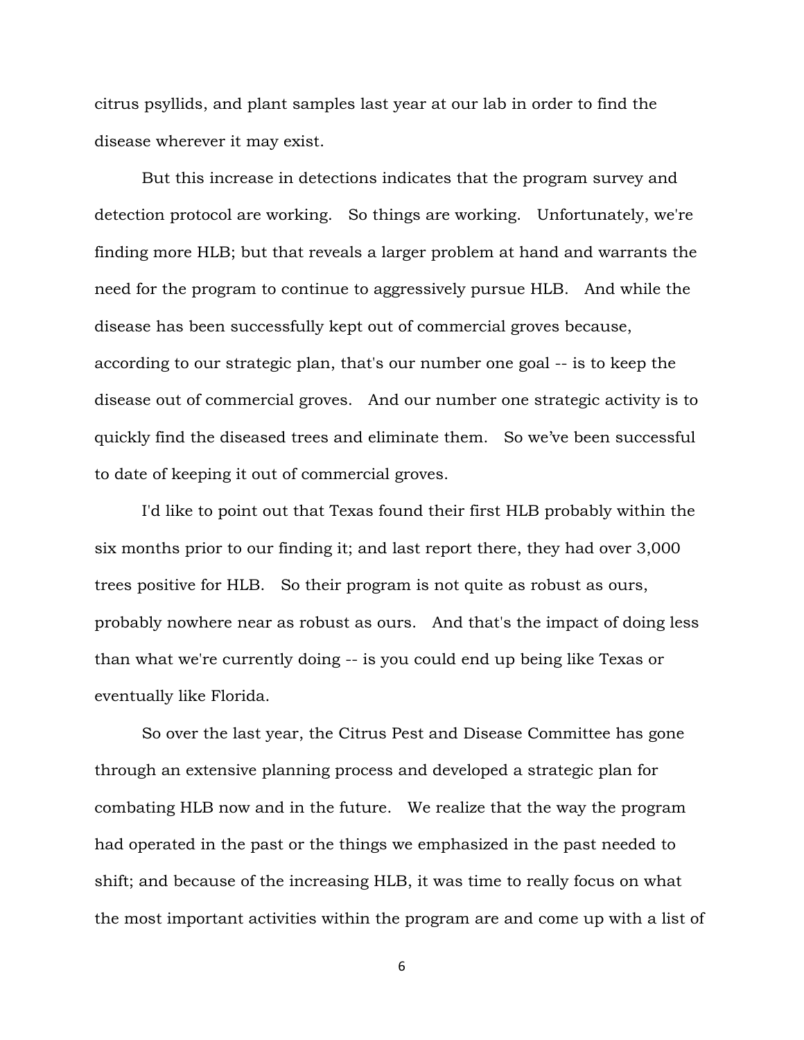citrus psyllids, and plant samples last year at our lab in order to find the disease wherever it may exist.

But this increase in detections indicates that the program survey and detection protocol are working. So things are working. Unfortunately, we're finding more HLB; but that reveals a larger problem at hand and warrants the need for the program to continue to aggressively pursue HLB. And while the disease has been successfully kept out of commercial groves because, according to our strategic plan, that's our number one goal -- is to keep the disease out of commercial groves. And our number one strategic activity is to quickly find the diseased trees and eliminate them. So we've been successful to date of keeping it out of commercial groves.

I'd like to point out that Texas found their first HLB probably within the six months prior to our finding it; and last report there, they had over 3,000 trees positive for HLB. So their program is not quite as robust as ours, probably nowhere near as robust as ours. And that's the impact of doing less than what we're currently doing -- is you could end up being like Texas or eventually like Florida.

So over the last year, the Citrus Pest and Disease Committee has gone through an extensive planning process and developed a strategic plan for combating HLB now and in the future. We realize that the way the program had operated in the past or the things we emphasized in the past needed to shift; and because of the increasing HLB, it was time to really focus on what the most important activities within the program are and come up with a list of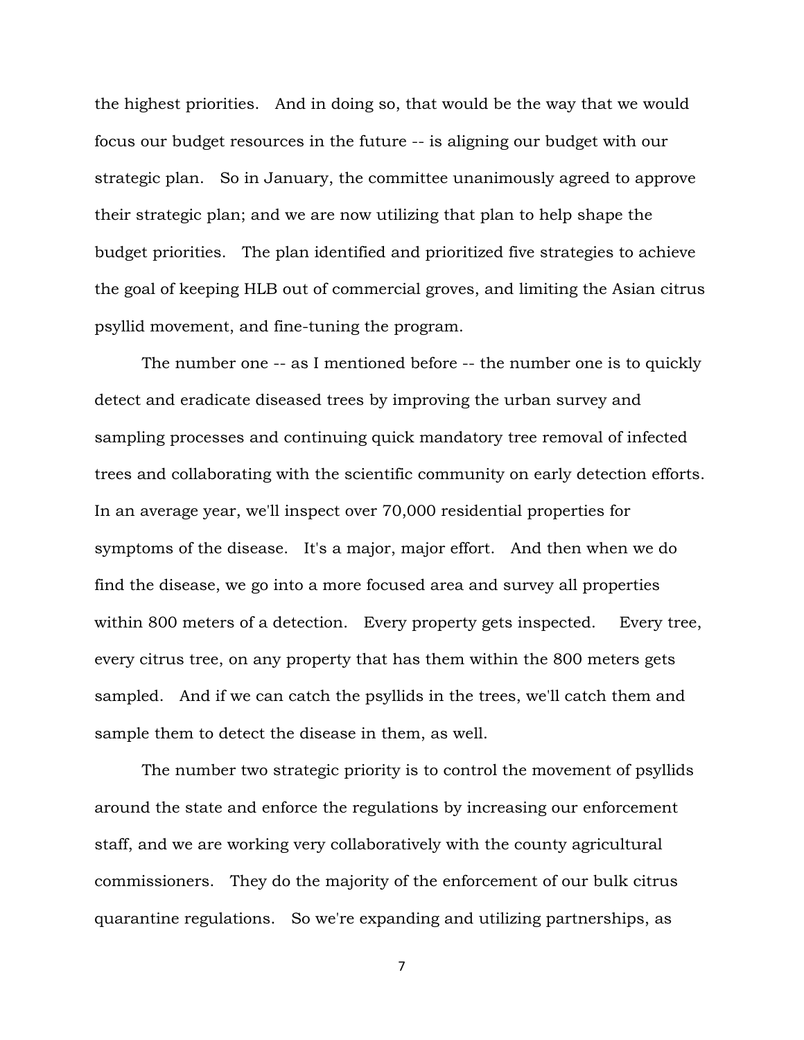the highest priorities. And in doing so, that would be the way that we would focus our budget resources in the future -- is aligning our budget with our strategic plan. So in January, the committee unanimously agreed to approve their strategic plan; and we are now utilizing that plan to help shape the budget priorities. The plan identified and prioritized five strategies to achieve the goal of keeping HLB out of commercial groves, and limiting the Asian citrus psyllid movement, and fine-tuning the program.

The number one -- as I mentioned before -- the number one is to quickly detect and eradicate diseased trees by improving the urban survey and sampling processes and continuing quick mandatory tree removal of infected trees and collaborating with the scientific community on early detection efforts. In an average year, we'll inspect over 70,000 residential properties for symptoms of the disease. It's a major, major effort. And then when we do find the disease, we go into a more focused area and survey all properties within 800 meters of a detection. Every property gets inspected. Every tree, every citrus tree, on any property that has them within the 800 meters gets sampled. And if we can catch the psyllids in the trees, we'll catch them and sample them to detect the disease in them, as well.

The number two strategic priority is to control the movement of psyllids around the state and enforce the regulations by increasing our enforcement staff, and we are working very collaboratively with the county agricultural commissioners. They do the majority of the enforcement of our bulk citrus quarantine regulations. So we're expanding and utilizing partnerships, as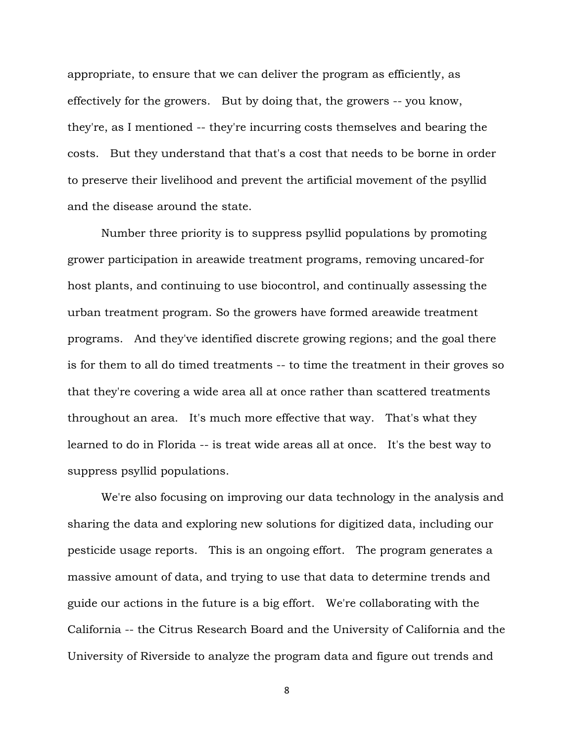appropriate, to ensure that we can deliver the program as efficiently, as effectively for the growers.   But by doing that, the growers -- you know, they're, as I mentioned -- they're incurring costs themselves and bearing the costs.   But they understand that that's a cost that needs to be borne in order to preserve their livelihood and prevent the artificial movement of the psyllid and the disease around the state.

Number three priority is to suppress psyllid populations by promoting grower participation in areawide treatment programs, removing uncared-for host plants, and continuing to use biocontrol, and continually assessing the urban treatment program. So the growers have formed areawide treatment programs.   And they've identified discrete growing regions; and the goal there is for them to all do timed treatments -- to time the treatment in their groves so that they're covering a wide area all at once rather than scattered treatments throughout an area.   It's much more effective that way.   That's what they learned to do in Florida -- is treat wide areas all at once.   It's the best way to suppress psyllid populations.

We're also focusing on improving our data technology in the analysis and sharing the data and exploring new solutions for digitized data, including our pesticide usage reports.   This is an ongoing effort.   The program generates a massive amount of data, and trying to use that data to determine trends and guide our actions in the future is a big effort.   We're collaborating with the California -- the Citrus Research Board and the University of California and the University of Riverside to analyze the program data and figure out trends and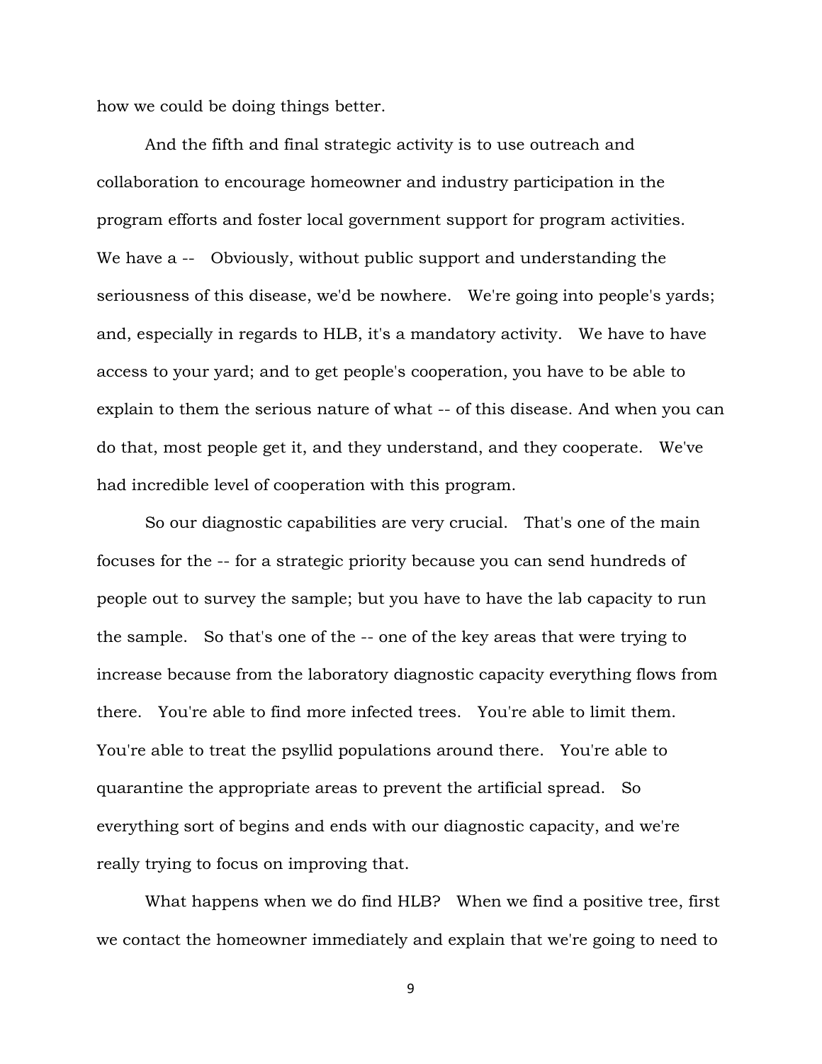how we could be doing things better.

And the fifth and final strategic activity is to use outreach and collaboration to encourage homeowner and industry participation in the program efforts and foster local government support for program activities. We have a -- Obviously, without public support and understanding the seriousness of this disease, we'd be nowhere. We're going into people's yards; and, especially in regards to HLB, it's a mandatory activity. We have to have access to your yard; and to get people's cooperation, you have to be able to explain to them the serious nature of what -- of this disease. And when you can do that, most people get it, and they understand, and they cooperate. We've had incredible level of cooperation with this program.

So our diagnostic capabilities are very crucial. That's one of the main focuses for the -- for a strategic priority because you can send hundreds of people out to survey the sample; but you have to have the lab capacity to run the sample. So that's one of the -- one of the key areas that were trying to increase because from the laboratory diagnostic capacity everything flows from there. You're able to find more infected trees. You're able to limit them. You're able to treat the psyllid populations around there. You're able to quarantine the appropriate areas to prevent the artificial spread. So everything sort of begins and ends with our diagnostic capacity, and we're really trying to focus on improving that.

What happens when we do find HLB? When we find a positive tree, first we contact the homeowner immediately and explain that we're going to need to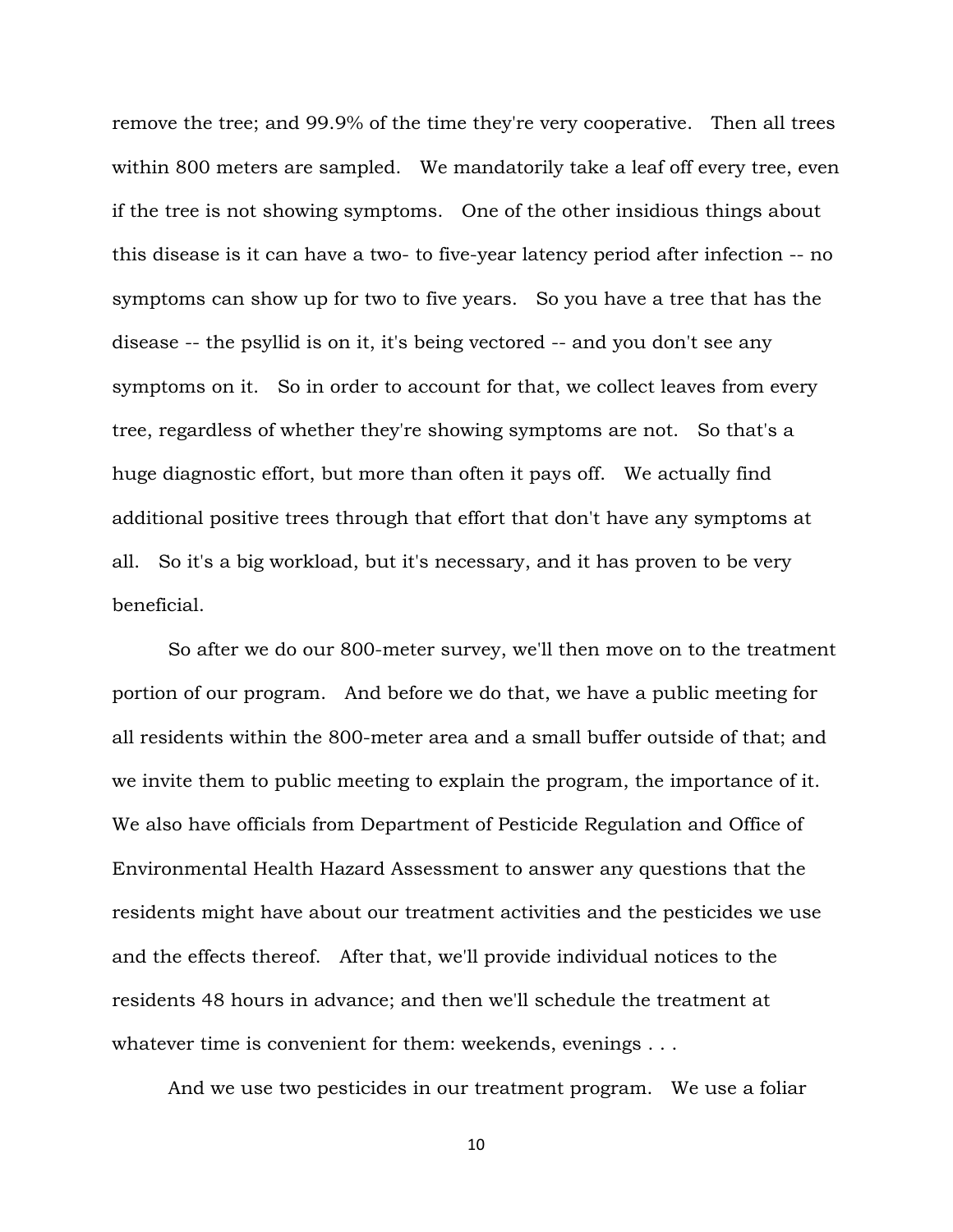remove the tree; and 99.9% of the time they're very cooperative. Then all trees within 800 meters are sampled. We mandatorily take a leaf off every tree, even if the tree is not showing symptoms. One of the other insidious things about this disease is it can have a two- to five-year latency period after infection -- no symptoms can show up for two to five years. So you have a tree that has the disease -- the psyllid is on it, it's being vectored -- and you don't see any symptoms on it. So in order to account for that, we collect leaves from every tree, regardless of whether they're showing symptoms are not. So that's a huge diagnostic effort, but more than often it pays off. We actually find additional positive trees through that effort that don't have any symptoms at all. So it's a big workload, but it's necessary, and it has proven to be very beneficial.

So after we do our 800-meter survey, we'll then move on to the treatment portion of our program. And before we do that, we have a public meeting for all residents within the 800-meter area and a small buffer outside of that; and we invite them to public meeting to explain the program, the importance of it. We also have officials from Department of Pesticide Regulation and Office of Environmental Health Hazard Assessment to answer any questions that the residents might have about our treatment activities and the pesticides we use and the effects thereof. After that, we'll provide individual notices to the residents 48 hours in advance; and then we'll schedule the treatment at whatever time is convenient for them: weekends, evenings . . .

And we use two pesticides in our treatment program. We use a foliar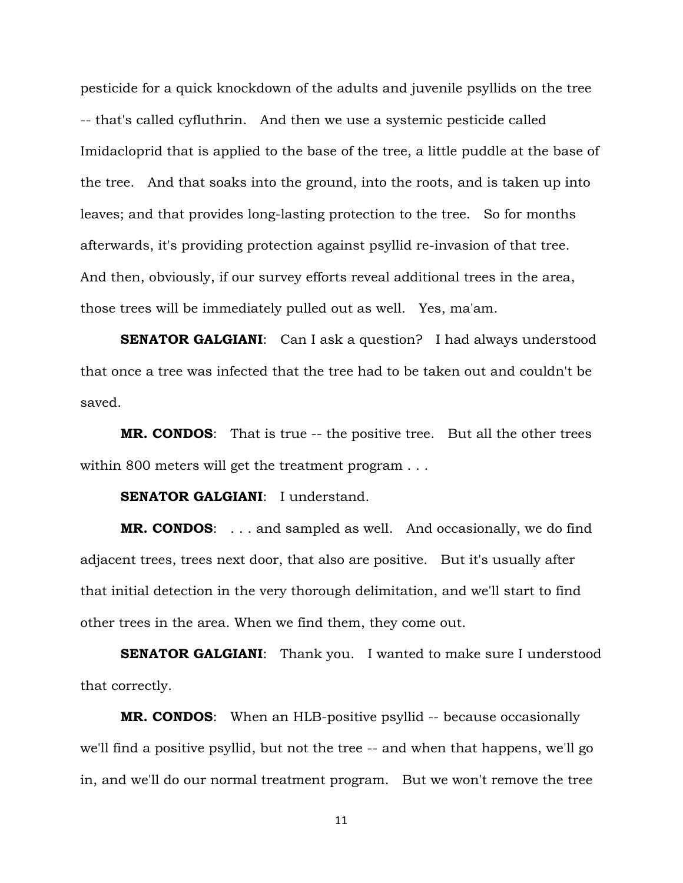pesticide for a quick knockdown of the adults and juvenile psyllids on the tree -- that's called cyfluthrin. And then we use a systemic pesticide called Imidacloprid that is applied to the base of the tree, a little puddle at the base of the tree. And that soaks into the ground, into the roots, and is taken up into leaves; and that provides long-lasting protection to the tree. So for months afterwards, it's providing protection against psyllid re-invasion of that tree. And then, obviously, if our survey efforts reveal additional trees in the area, those trees will be immediately pulled out as well. Yes, ma'am.

**SENATOR GALGIANI**: Can I ask a question? I had always understood that once a tree was infected that the tree had to be taken out and couldn't be saved.

**MR. CONDOS**: That is true -- the positive tree. But all the other trees within 800 meters will get the treatment program . . .

**SENATOR GALGIANI**: I understand.

**MR. CONDOS**: . . . and sampled as well. And occasionally, we do find adjacent trees, trees next door, that also are positive. But it's usually after that initial detection in the very thorough delimitation, and we'll start to find other trees in the area. When we find them, they come out.

**SENATOR GALGIANI**: Thank you. I wanted to make sure I understood that correctly.

**MR. CONDOS**: When an HLB-positive psyllid -- because occasionally we'll find a positive psyllid, but not the tree -- and when that happens, we'll go in, and we'll do our normal treatment program. But we won't remove the tree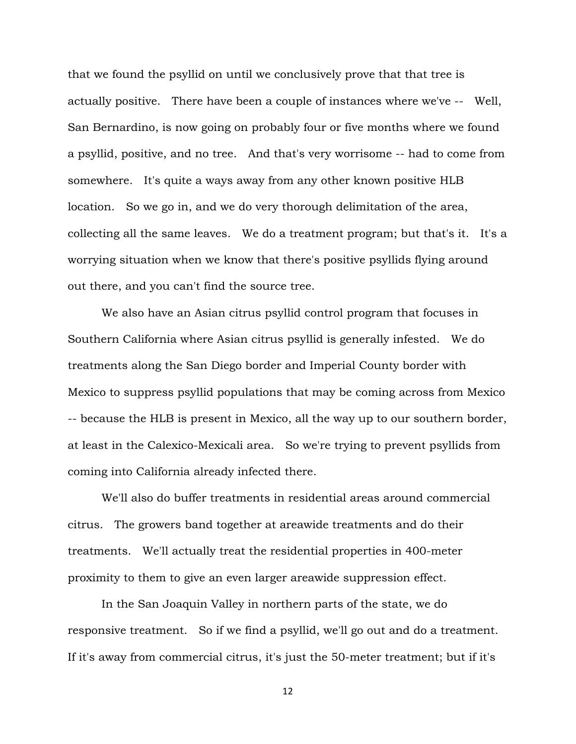that we found the psyllid on until we conclusively prove that that tree is actually positive. There have been a couple of instances where we've -- Well, San Bernardino, is now going on probably four or five months where we found a psyllid, positive, and no tree. And that's very worrisome -- had to come from somewhere. It's quite a ways away from any other known positive HLB location. So we go in, and we do very thorough delimitation of the area, collecting all the same leaves. We do a treatment program; but that's it. It's a worrying situation when we know that there's positive psyllids flying around out there, and you can't find the source tree.

We also have an Asian citrus psyllid control program that focuses in Southern California where Asian citrus psyllid is generally infested. We do treatments along the San Diego border and Imperial County border with Mexico to suppress psyllid populations that may be coming across from Mexico -- because the HLB is present in Mexico, all the way up to our southern border, at least in the Calexico-Mexicali area. So we're trying to prevent psyllids from coming into California already infected there.

We'll also do buffer treatments in residential areas around commercial citrus. The growers band together at areawide treatments and do their treatments. We'll actually treat the residential properties in 400-meter proximity to them to give an even larger areawide suppression effect.

In the San Joaquin Valley in northern parts of the state, we do responsive treatment. So if we find a psyllid, we'll go out and do a treatment. If it's away from commercial citrus, it's just the 50-meter treatment; but if it's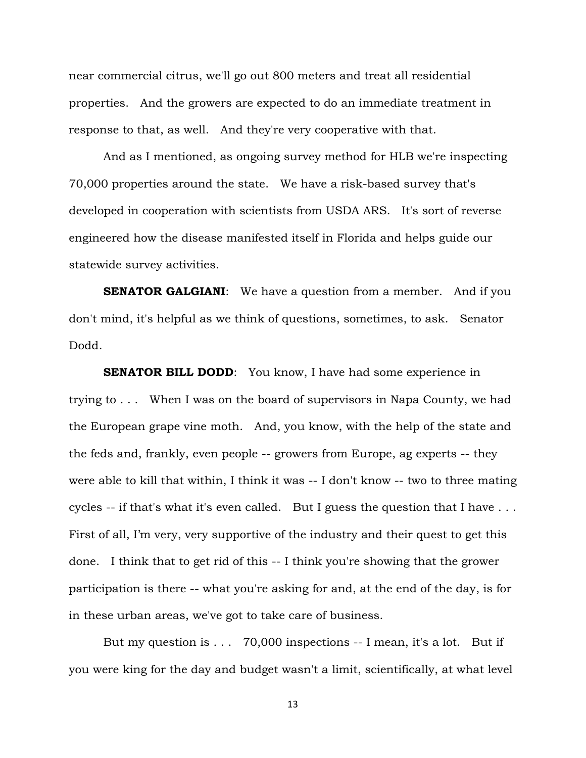near commercial citrus, we'll go out 800 meters and treat all residential properties. And the growers are expected to do an immediate treatment in response to that, as well. And they're very cooperative with that.

And as I mentioned, as ongoing survey method for HLB we're inspecting 70,000 properties around the state. We have a risk-based survey that's developed in cooperation with scientists from USDA ARS. It's sort of reverse engineered how the disease manifested itself in Florida and helps guide our statewide survey activities.

**SENATOR GALGIANI**: We have a question from a member. And if you don't mind, it's helpful as we think of questions, sometimes, to ask. Senator Dodd.

**SENATOR BILL DODD**: You know, I have had some experience in trying to . . . When I was on the board of supervisors in Napa County, we had the European grape vine moth. And, you know, with the help of the state and the feds and, frankly, even people -- growers from Europe, ag experts -- they were able to kill that within, I think it was -- I don't know -- two to three mating cycles -- if that's what it's even called. But I guess the question that I have . . . First of all, I'm very, very supportive of the industry and their quest to get this done. I think that to get rid of this -- I think you're showing that the grower participation is there -- what you're asking for and, at the end of the day, is for in these urban areas, we've got to take care of business.

But my question is . . . 70,000 inspections -- I mean, it's a lot. But if you were king for the day and budget wasn't a limit, scientifically, at what level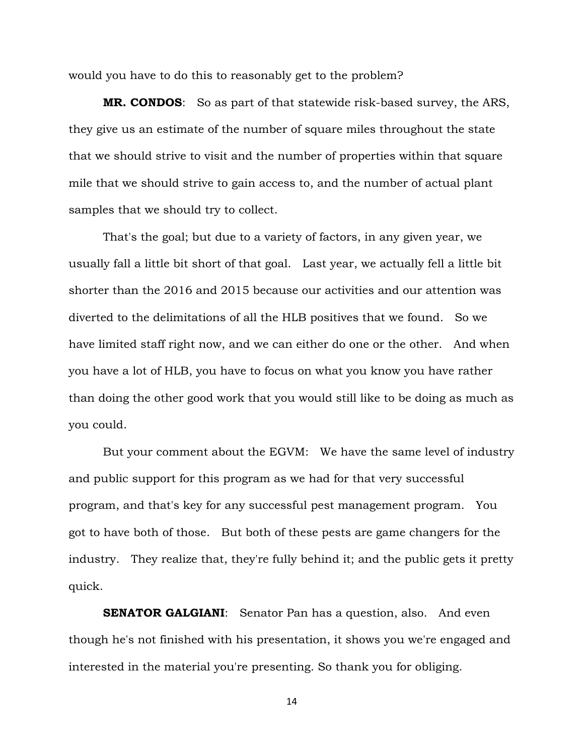would you have to do this to reasonably get to the problem?

**MR. CONDOS**: So as part of that statewide risk-based survey, the ARS, they give us an estimate of the number of square miles throughout the state that we should strive to visit and the number of properties within that square mile that we should strive to gain access to, and the number of actual plant samples that we should try to collect.

That's the goal; but due to a variety of factors, in any given year, we usually fall a little bit short of that goal. Last year, we actually fell a little bit shorter than the 2016 and 2015 because our activities and our attention was diverted to the delimitations of all the HLB positives that we found. So we have limited staff right now, and we can either do one or the other. And when you have a lot of HLB, you have to focus on what you know you have rather than doing the other good work that you would still like to be doing as much as you could.

But your comment about the EGVM: We have the same level of industry and public support for this program as we had for that very successful program, and that's key for any successful pest management program. You got to have both of those. But both of these pests are game changers for the industry. They realize that, they're fully behind it; and the public gets it pretty quick.

**SENATOR GALGIANI**: Senator Pan has a question, also. And even though he's not finished with his presentation, it shows you we're engaged and interested in the material you're presenting. So thank you for obliging.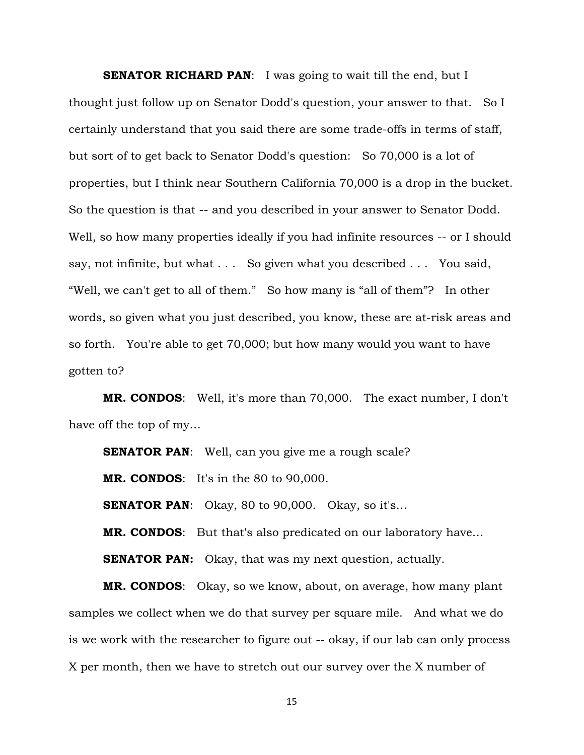**SENATOR RICHARD PAN**: I was going to wait till the end, but I thought just follow up on Senator Dodd's question, your answer to that. So I certainly understand that you said there are some trade-offs in terms of staff, but sort of to get back to Senator Dodd's question: So 70,000 is a lot of properties, but I think near Southern California 70,000 is a drop in the bucket. So the question is that -- and you described in your answer to Senator Dodd. Well, so how many properties ideally if you had infinite resources -- or I should say, not infinite, but what . . . So given what you described . . . You said, "Well, we can't get to all of them." So how many is "all of them"? In other words, so given what you just described, you know, these are at-risk areas and so forth. You're able to get 70,000; but how many would you want to have gotten to?

**MR. CONDOS**: Well, it's more than 70,000. The exact number, I don't have off the top of my…

**SENATOR PAN**: Well, can you give me a rough scale?

**MR. CONDOS**: It's in the 80 to 90,000.

**SENATOR PAN**: Okay, 80 to 90,000. Okay, so it's…

**MR. CONDOS**: But that's also predicated on our laboratory have…

**SENATOR PAN:** Okay, that was my next question, actually.

**MR. CONDOS**: Okay, so we know, about, on average, how many plant samples we collect when we do that survey per square mile. And what we do is we work with the researcher to figure out -- okay, if our lab can only process X per month, then we have to stretch out our survey over the X number of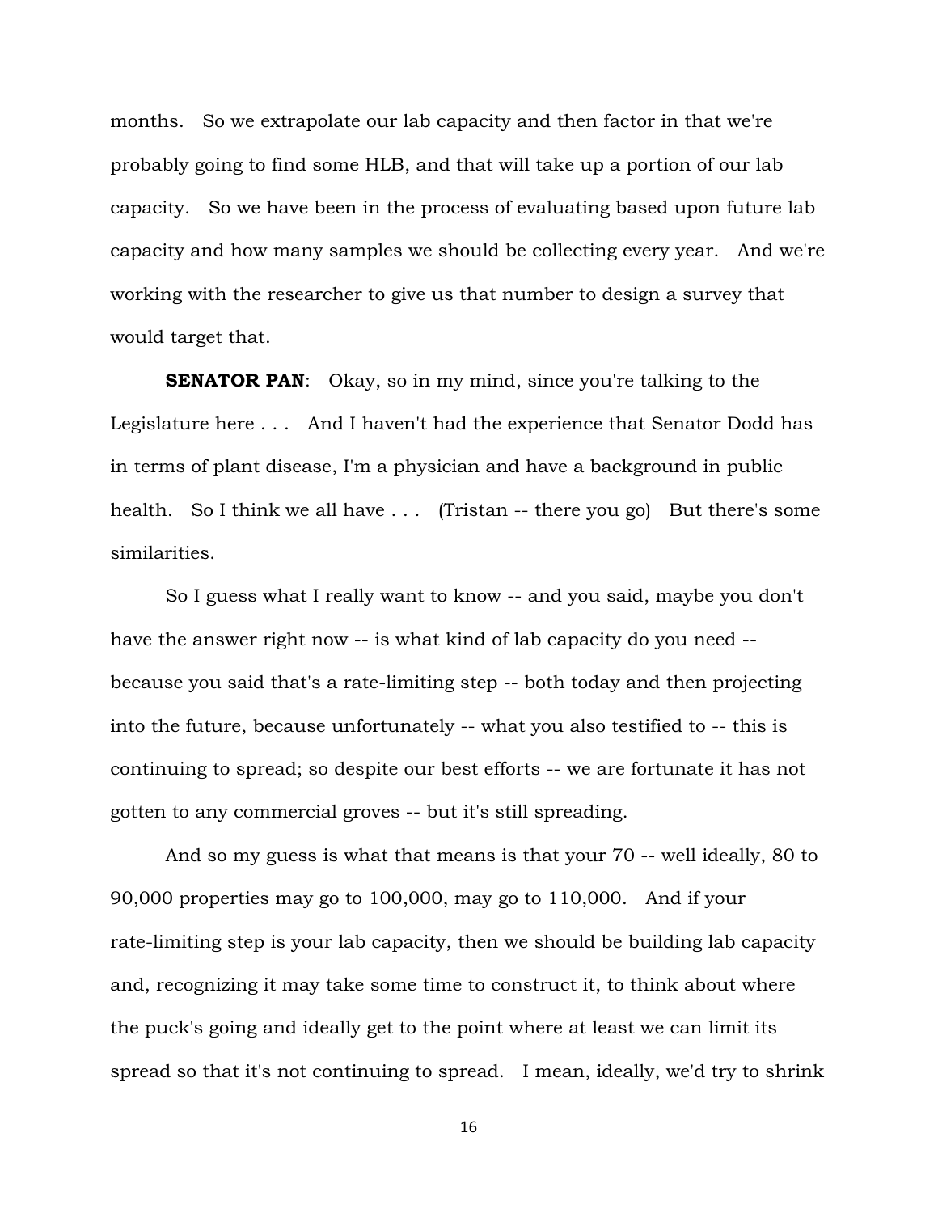months. So we extrapolate our lab capacity and then factor in that we're probably going to find some HLB, and that will take up a portion of our lab capacity. So we have been in the process of evaluating based upon future lab capacity and how many samples we should be collecting every year. And we're working with the researcher to give us that number to design a survey that would target that.

**SENATOR PAN**: Okay, so in my mind, since you're talking to the Legislature here . . . And I haven't had the experience that Senator Dodd has in terms of plant disease, I'm a physician and have a background in public health. So I think we all have . . . (Tristan -- there you go) But there's some similarities.

So I guess what I really want to know -- and you said, maybe you don't have the answer right now -- is what kind of lab capacity do you need -- because you said that's a rate-limiting step -- both today and then projecting into the future, because unfortunately -- what you also testified to -- this is continuing to spread; so despite our best efforts -- we are fortunate it has not gotten to any commercial groves -- but it's still spreading.

And so my guess is what that means is that your 70 -- well ideally, 80 to 90,000 properties may go to 100,000, may go to 110,000. And if your rate-limiting step is your lab capacity, then we should be building lab capacity and, recognizing it may take some time to construct it, to think about where the puck's going and ideally get to the point where at least we can limit its spread so that it's not continuing to spread. I mean, ideally, we'd try to shrink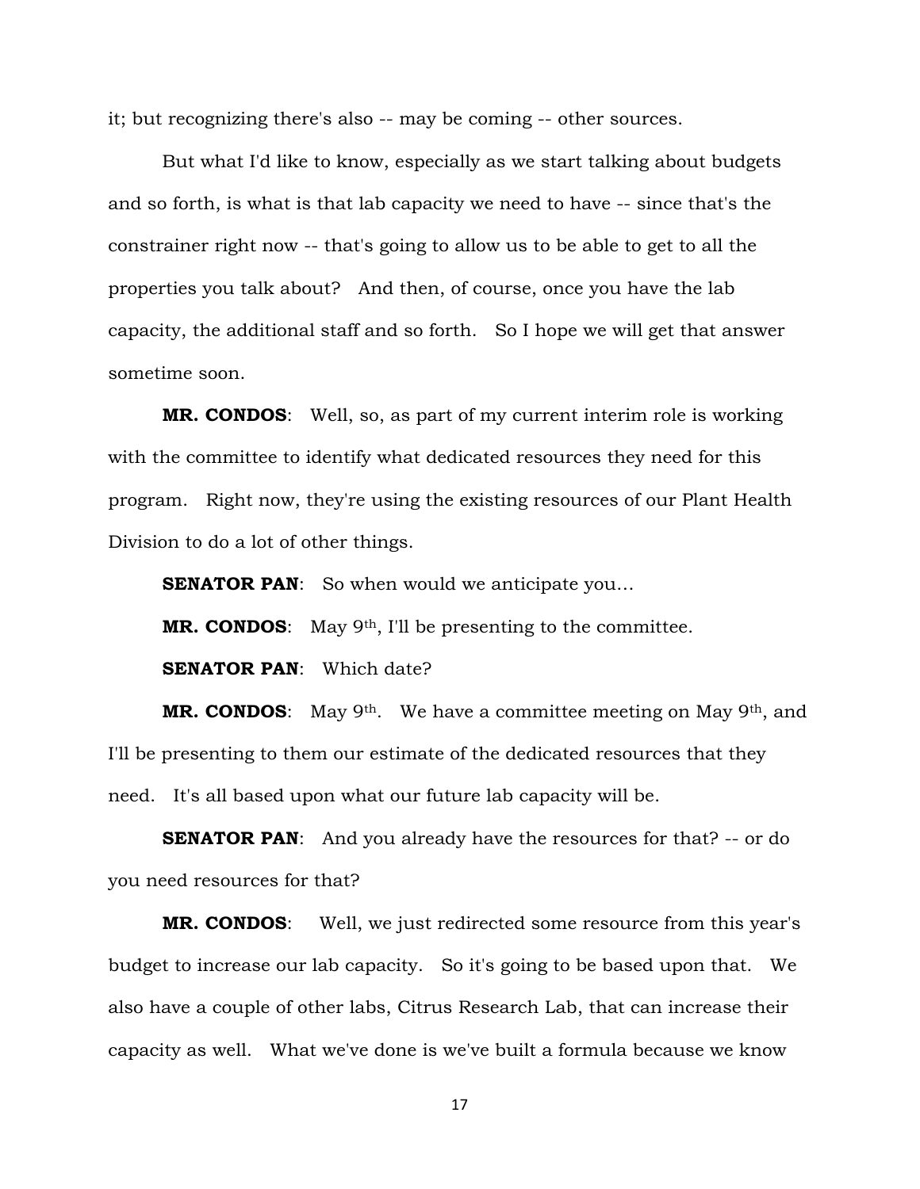it; but recognizing there's also -- may be coming -- other sources.

But what I'd like to know, especially as we start talking about budgets and so forth, is what is that lab capacity we need to have -- since that's the constrainer right now -- that's going to allow us to be able to get to all the properties you talk about? And then, of course, once you have the lab capacity, the additional staff and so forth. So I hope we will get that answer sometime soon.

**MR. CONDOS**: Well, so, as part of my current interim role is working with the committee to identify what dedicated resources they need for this program. Right now, they're using the existing resources of our Plant Health Division to do a lot of other things.

**SENATOR PAN**: So when would we anticipate you…

**MR. CONDOS**: May 9th, I'll be presenting to the committee.

**SENATOR PAN**: Which date?

**MR. CONDOS**: May 9th. We have a committee meeting on May 9th, and I'll be presenting to them our estimate of the dedicated resources that they need. It's all based upon what our future lab capacity will be.

**SENATOR PAN**: And you already have the resources for that? -- or do you need resources for that?

**MR. CONDOS**: Well, we just redirected some resource from this year's budget to increase our lab capacity. So it's going to be based upon that. We also have a couple of other labs, Citrus Research Lab, that can increase their capacity as well. What we've done is we've built a formula because we know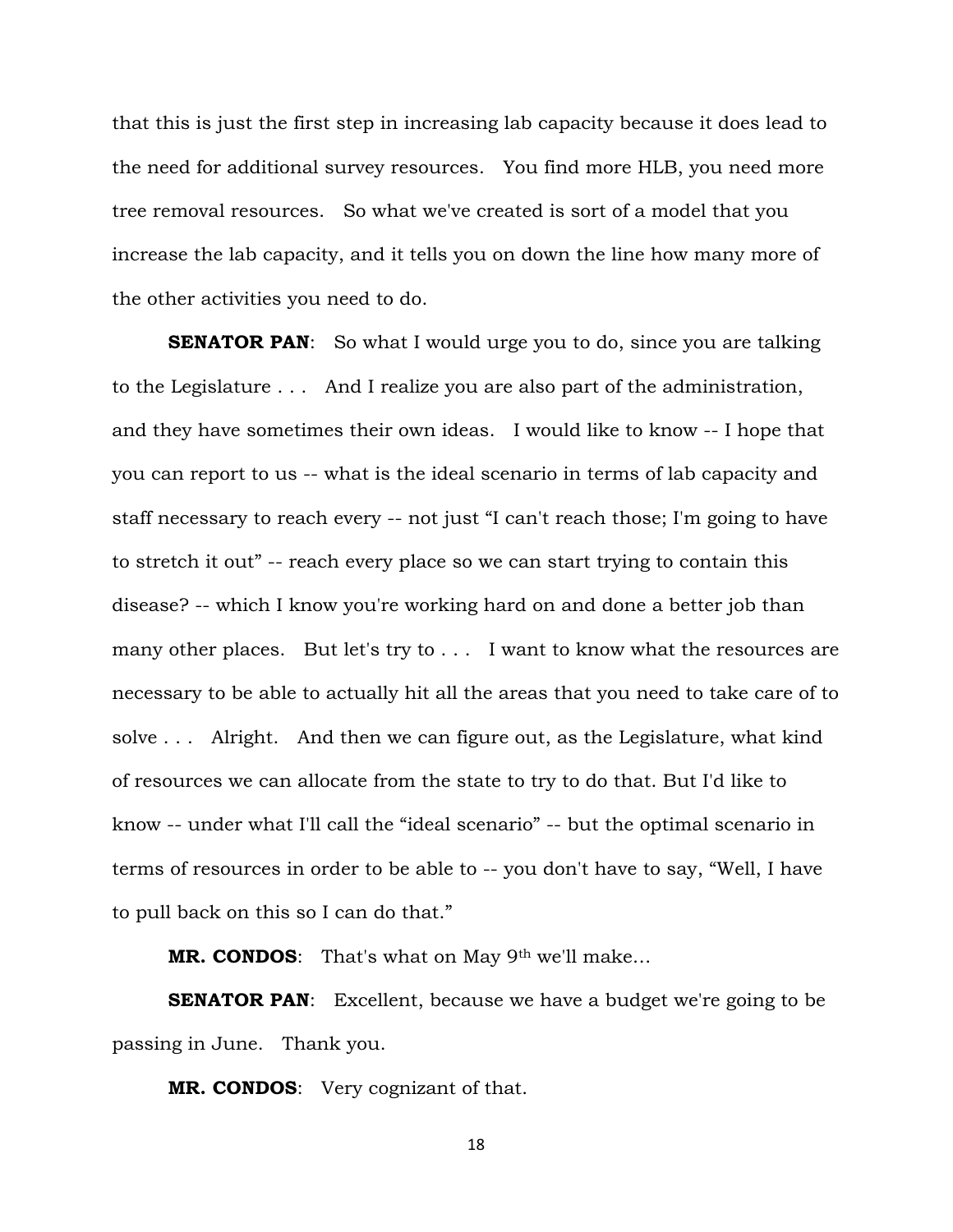that this is just the first step in increasing lab capacity because it does lead to the need for additional survey resources. You find more HLB, you need more tree removal resources. So what we've created is sort of a model that you increase the lab capacity, and it tells you on down the line how many more of the other activities you need to do.

**SENATOR PAN**: So what I would urge you to do, since you are talking to the Legislature . . . And I realize you are also part of the administration, and they have sometimes their own ideas. I would like to know -- I hope that you can report to us -- what is the ideal scenario in terms of lab capacity and staff necessary to reach every -- not just "I can't reach those; I'm going to have to stretch it out" -- reach every place so we can start trying to contain this disease? -- which I know you're working hard on and done a better job than many other places. But let's try to . . . I want to know what the resources are necessary to be able to actually hit all the areas that you need to take care of to solve . . . Alright. And then we can figure out, as the Legislature, what kind of resources we can allocate from the state to try to do that. But I'd like to know -- under what I'll call the "ideal scenario" -- but the optimal scenario in terms of resources in order to be able to -- you don't have to say, "Well, I have to pull back on this so I can do that."

**MR. CONDOS**: That's what on May 9th we'll make…

**SENATOR PAN**: Excellent, because we have a budget we're going to be passing in June. Thank you.

**MR. CONDOS**: Very cognizant of that.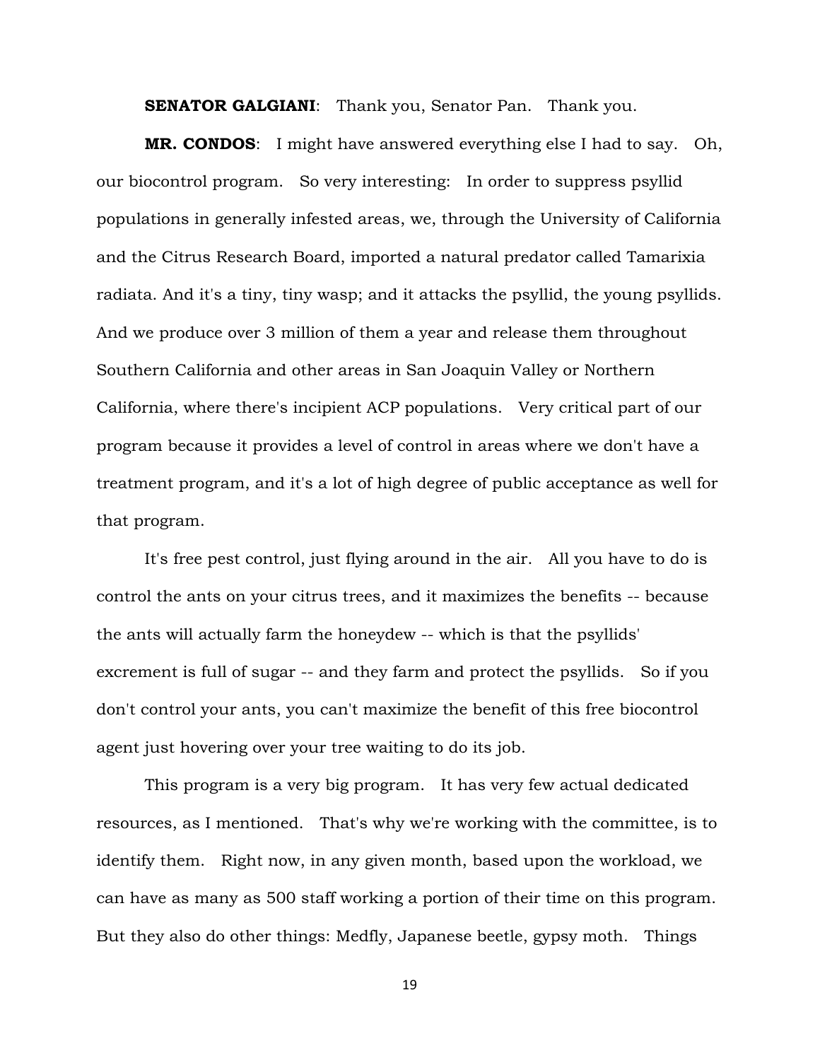**SENATOR GALGIANI**: Thank you, Senator Pan. Thank you.

**MR. CONDOS**: I might have answered everything else I had to say. Oh, our biocontrol program. So very interesting: In order to suppress psyllid populations in generally infested areas, we, through the University of California and the Citrus Research Board, imported a natural predator called Tamarixia radiata. And it's a tiny, tiny wasp; and it attacks the psyllid, the young psyllids. And we produce over 3 million of them a year and release them throughout Southern California and other areas in San Joaquin Valley or Northern California, where there's incipient ACP populations. Very critical part of our program because it provides a level of control in areas where we don't have a treatment program, and it's a lot of high degree of public acceptance as well for that program.

It's free pest control, just flying around in the air. All you have to do is control the ants on your citrus trees, and it maximizes the benefits -- because the ants will actually farm the honeydew -- which is that the psyllids' excrement is full of sugar -- and they farm and protect the psyllids. So if you don't control your ants, you can't maximize the benefit of this free biocontrol agent just hovering over your tree waiting to do its job.

This program is a very big program. It has very few actual dedicated resources, as I mentioned. That's why we're working with the committee, is to identify them. Right now, in any given month, based upon the workload, we can have as many as 500 staff working a portion of their time on this program. But they also do other things: Medfly, Japanese beetle, gypsy moth. Things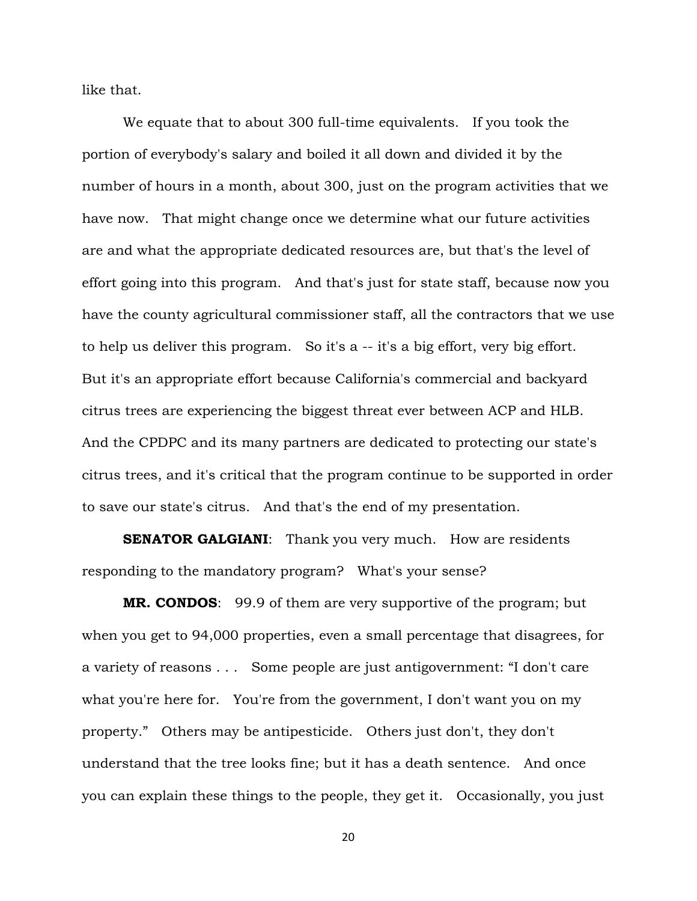like that.

We equate that to about 300 full-time equivalents. If you took the portion of everybody's salary and boiled it all down and divided it by the number of hours in a month, about 300, just on the program activities that we have now. That might change once we determine what our future activities are and what the appropriate dedicated resources are, but that's the level of effort going into this program. And that's just for state staff, because now you have the county agricultural commissioner staff, all the contractors that we use to help us deliver this program. So it's a -- it's a big effort, very big effort. But it's an appropriate effort because California's commercial and backyard citrus trees are experiencing the biggest threat ever between ACP and HLB. And the CPDPC and its many partners are dedicated to protecting our state's citrus trees, and it's critical that the program continue to be supported in order to save our state's citrus. And that's the end of my presentation.

**SENATOR GALGIANI**: Thank you very much. How are residents responding to the mandatory program? What's your sense?

**MR. CONDOS**: 99.9 of them are very supportive of the program; but when you get to 94,000 properties, even a small percentage that disagrees, for a variety of reasons . . . Some people are just antigovernment: "I don't care what you're here for. You're from the government, I don't want you on my property." Others may be antipesticide. Others just don't, they don't understand that the tree looks fine; but it has a death sentence. And once you can explain these things to the people, they get it. Occasionally, you just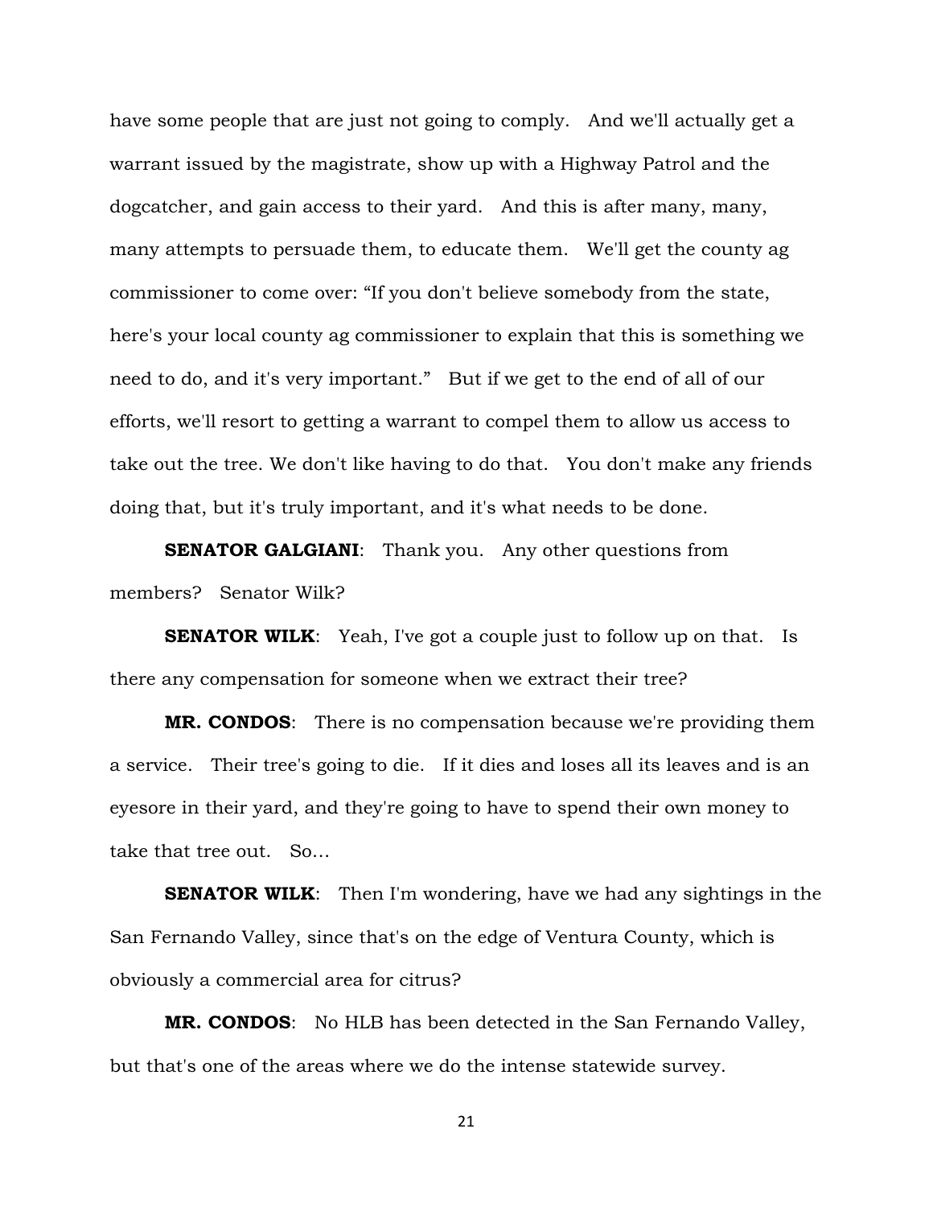have some people that are just not going to comply. And we'll actually get a warrant issued by the magistrate, show up with a Highway Patrol and the dogcatcher, and gain access to their yard. And this is after many, many, many attempts to persuade them, to educate them. We'll get the county ag commissioner to come over: "If you don't believe somebody from the state, here's your local county ag commissioner to explain that this is something we need to do, and it's very important." But if we get to the end of all of our efforts, we'll resort to getting a warrant to compel them to allow us access to take out the tree. We don't like having to do that. You don't make any friends doing that, but it's truly important, and it's what needs to be done.

**SENATOR GALGIANI**: Thank you. Any other questions from members? Senator Wilk?

**SENATOR WILK**: Yeah, I've got a couple just to follow up on that. Is there any compensation for someone when we extract their tree?

**MR. CONDOS**: There is no compensation because we're providing them a service. Their tree's going to die. If it dies and loses all its leaves and is an eyesore in their yard, and they're going to have to spend their own money to take that tree out. So…

**SENATOR WILK**: Then I'm wondering, have we had any sightings in the San Fernando Valley, since that's on the edge of Ventura County, which is obviously a commercial area for citrus?

**MR. CONDOS**: No HLB has been detected in the San Fernando Valley, but that's one of the areas where we do the intense statewide survey.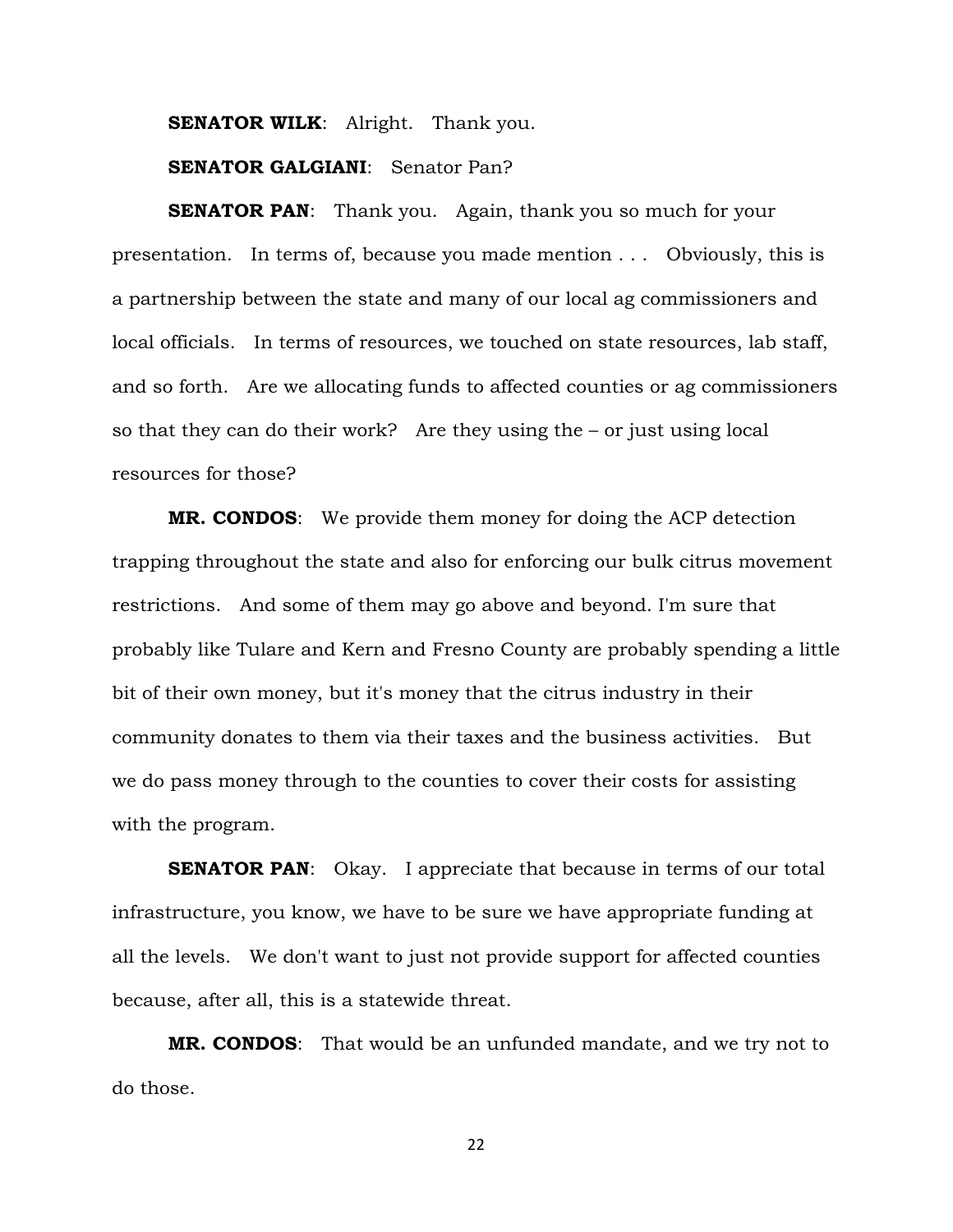**SENATOR WILK**: Alright. Thank you.

**SENATOR GALGIANI**: Senator Pan?

**SENATOR PAN**: Thank you. Again, thank you so much for your presentation. In terms of, because you made mention . . . Obviously, this is a partnership between the state and many of our local ag commissioners and local officials. In terms of resources, we touched on state resources, lab staff, and so forth. Are we allocating funds to affected counties or ag commissioners so that they can do their work? Are they using the – or just using local resources for those?

**MR. CONDOS**: We provide them money for doing the ACP detection trapping throughout the state and also for enforcing our bulk citrus movement restrictions. And some of them may go above and beyond. I'm sure that probably like Tulare and Kern and Fresno County are probably spending a little bit of their own money, but it's money that the citrus industry in their community donates to them via their taxes and the business activities. But we do pass money through to the counties to cover their costs for assisting with the program.

**SENATOR PAN**: Okay. I appreciate that because in terms of our total infrastructure, you know, we have to be sure we have appropriate funding at all the levels. We don't want to just not provide support for affected counties because, after all, this is a statewide threat.

**MR. CONDOS**: That would be an unfunded mandate, and we try not to do those.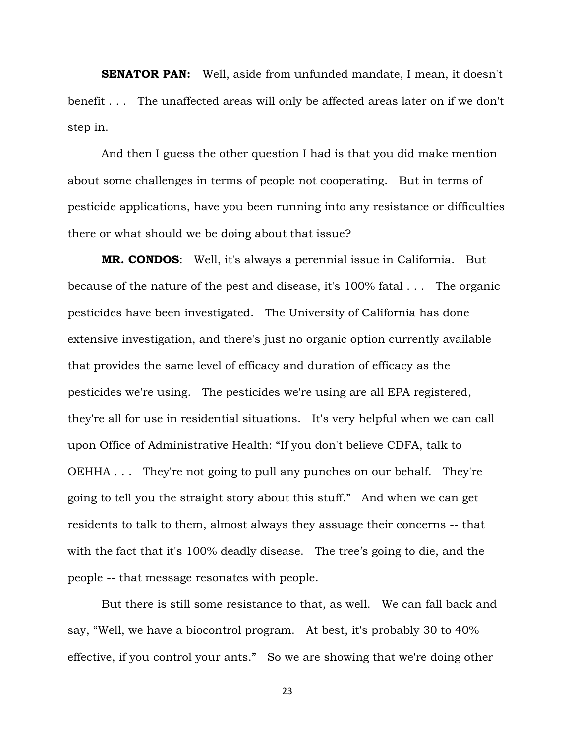**SENATOR PAN:** Well, aside from unfunded mandate, I mean, it doesn't benefit . . . The unaffected areas will only be affected areas later on if we don't step in.

And then I guess the other question I had is that you did make mention about some challenges in terms of people not cooperating. But in terms of pesticide applications, have you been running into any resistance or difficulties there or what should we be doing about that issue?

**MR. CONDOS**: Well, it's always a perennial issue in California. But because of the nature of the pest and disease, it's 100% fatal . . . The organic pesticides have been investigated. The University of California has done extensive investigation, and there's just no organic option currently available that provides the same level of efficacy and duration of efficacy as the pesticides we're using. The pesticides we're using are all EPA registered, they're all for use in residential situations. It's very helpful when we can call upon Office of Administrative Health: "If you don't believe CDFA, talk to OEHHA . . . They're not going to pull any punches on our behalf. They're going to tell you the straight story about this stuff." And when we can get residents to talk to them, almost always they assuage their concerns -- that with the fact that it's 100% deadly disease. The tree's going to die, and the people -- that message resonates with people.

But there is still some resistance to that, as well. We can fall back and say, "Well, we have a biocontrol program. At best, it's probably 30 to 40% effective, if you control your ants." So we are showing that we're doing other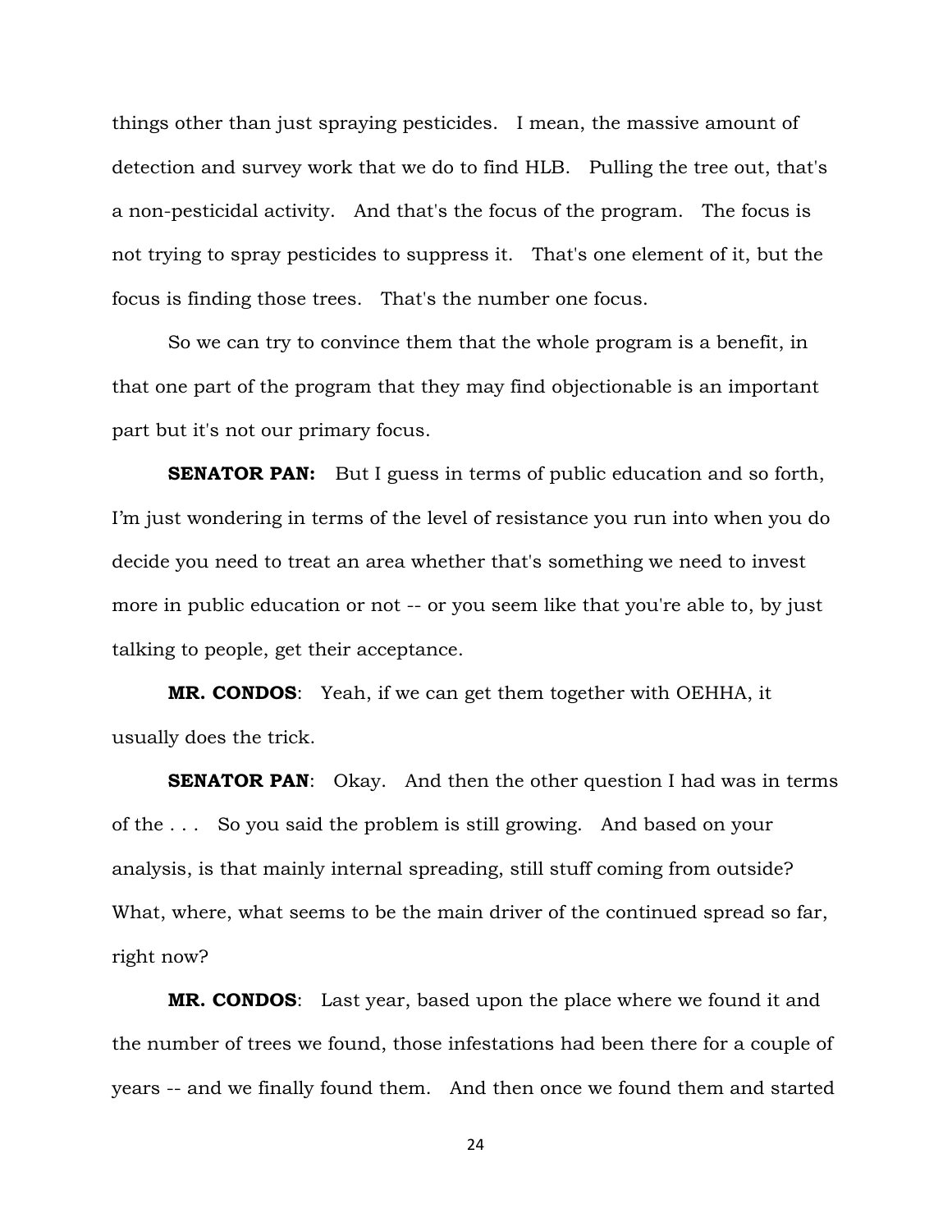things other than just spraying pesticides. I mean, the massive amount of detection and survey work that we do to find HLB. Pulling the tree out, that's a non-pesticidal activity. And that's the focus of the program. The focus is not trying to spray pesticides to suppress it. That's one element of it, but the focus is finding those trees. That's the number one focus.

So we can try to convince them that the whole program is a benefit, in that one part of the program that they may find objectionable is an important part but it's not our primary focus.

**SENATOR PAN:** But I guess in terms of public education and so forth, I'm just wondering in terms of the level of resistance you run into when you do decide you need to treat an area whether that's something we need to invest more in public education or not -- or you seem like that you're able to, by just talking to people, get their acceptance.

**MR. CONDOS**: Yeah, if we can get them together with OEHHA, it usually does the trick.

**SENATOR PAN**: Okay. And then the other question I had was in terms of the . . . So you said the problem is still growing. And based on your analysis, is that mainly internal spreading, still stuff coming from outside? What, where, what seems to be the main driver of the continued spread so far, right now?

**MR. CONDOS**: Last year, based upon the place where we found it and the number of trees we found, those infestations had been there for a couple of years -- and we finally found them. And then once we found them and started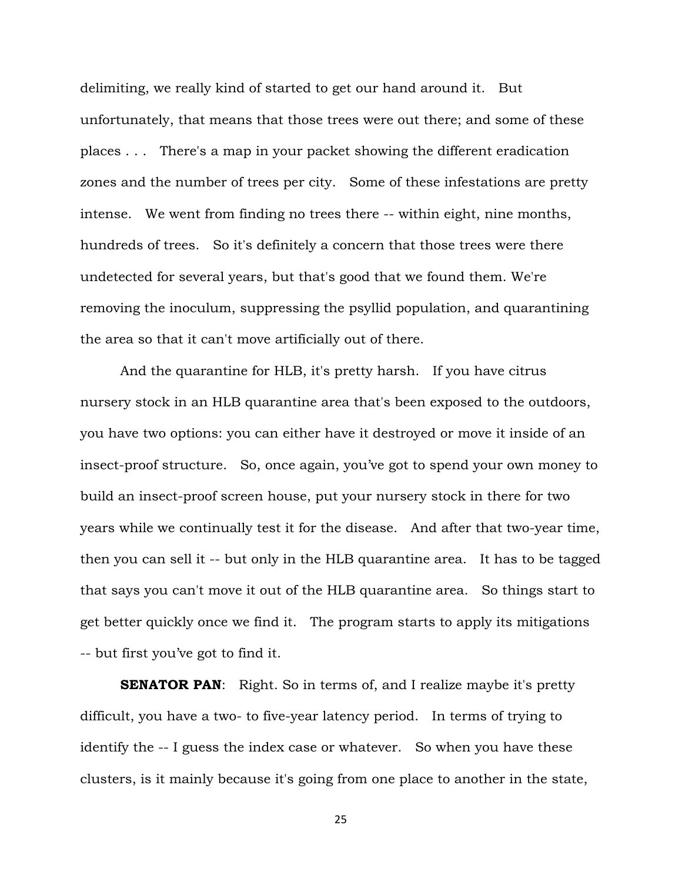delimiting, we really kind of started to get our hand around it. But unfortunately, that means that those trees were out there; and some of these places . . . There's a map in your packet showing the different eradication zones and the number of trees per city. Some of these infestations are pretty intense. We went from finding no trees there -- within eight, nine months, hundreds of trees. So it's definitely a concern that those trees were there undetected for several years, but that's good that we found them. We're removing the inoculum, suppressing the psyllid population, and quarantining the area so that it can't move artificially out of there.

And the quarantine for HLB, it's pretty harsh. If you have citrus nursery stock in an HLB quarantine area that's been exposed to the outdoors, you have two options: you can either have it destroyed or move it inside of an insect-proof structure. So, once again, you've got to spend your own money to build an insect-proof screen house, put your nursery stock in there for two years while we continually test it for the disease. And after that two-year time, then you can sell it -- but only in the HLB quarantine area. It has to be tagged that says you can't move it out of the HLB quarantine area. So things start to get better quickly once we find it. The program starts to apply its mitigations -- but first you've got to find it.

**SENATOR PAN**: Right. So in terms of, and I realize maybe it's pretty difficult, you have a two- to five-year latency period. In terms of trying to identify the -- I guess the index case or whatever. So when you have these clusters, is it mainly because it's going from one place to another in the state,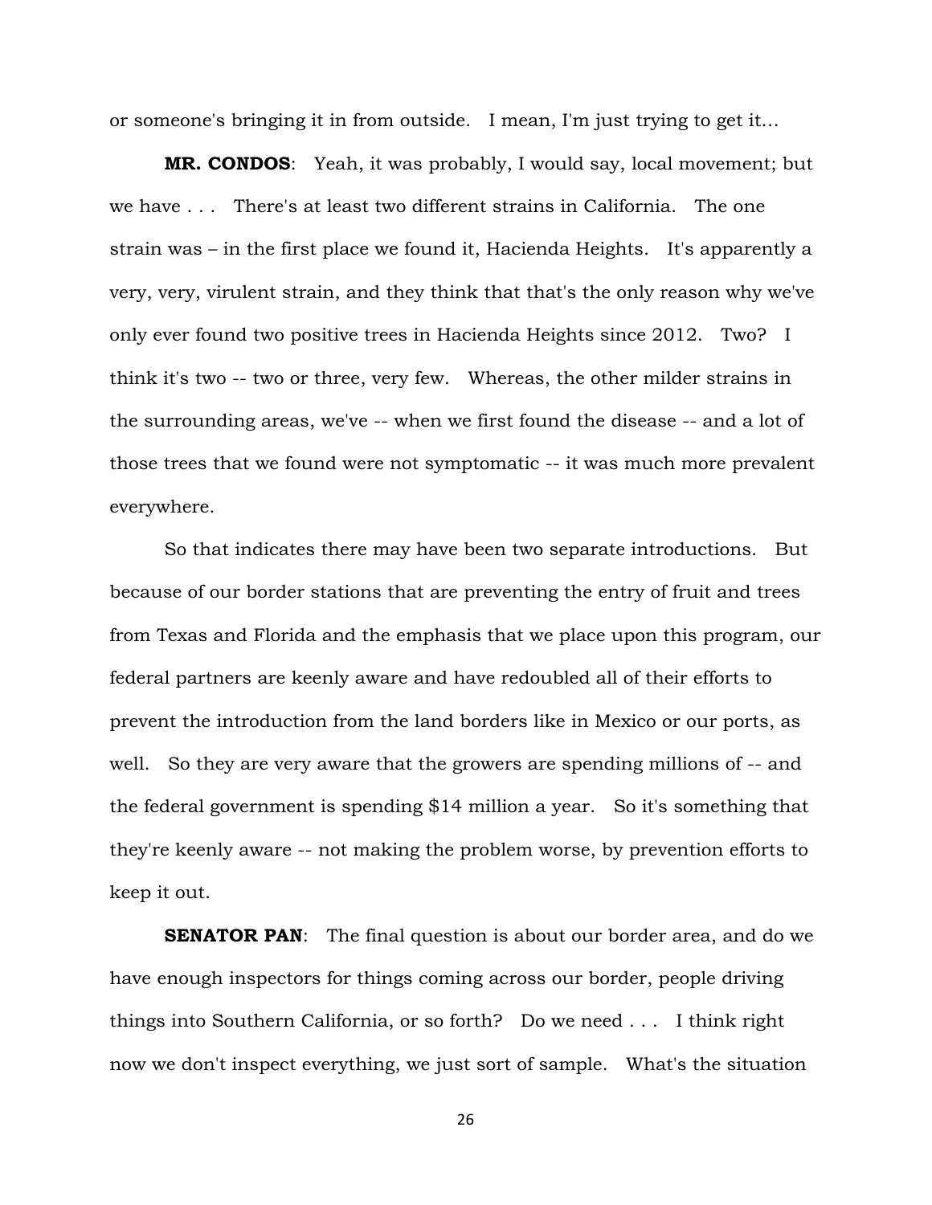or someone's bringing it in from outside. I mean, I'm just trying to get it…

**MR. CONDOS**: Yeah, it was probably, I would say, local movement; but we have . . . There's at least two different strains in California. The one strain was – in the first place we found it, Hacienda Heights. It's apparently a very, very, virulent strain, and they think that that's the only reason why we've only ever found two positive trees in Hacienda Heights since 2012. Two? I think it's two -- two or three, very few. Whereas, the other milder strains in the surrounding areas, we've -- when we first found the disease -- and a lot of those trees that we found were not symptomatic -- it was much more prevalent everywhere.

So that indicates there may have been two separate introductions. But because of our border stations that are preventing the entry of fruit and trees from Texas and Florida and the emphasis that we place upon this program, our federal partners are keenly aware and have redoubled all of their efforts to prevent the introduction from the land borders like in Mexico or our ports, as well. So they are very aware that the growers are spending millions of -- and the federal government is spending $14 million a year. So it's something that they're keenly aware -- not making the problem worse, by prevention efforts to keep it out.

**SENATOR PAN**: The final question is about our border area, and do we have enough inspectors for things coming across our border, people driving things into Southern California, or so forth? Do we need . . . I think right now we don't inspect everything, we just sort of sample. What's the situation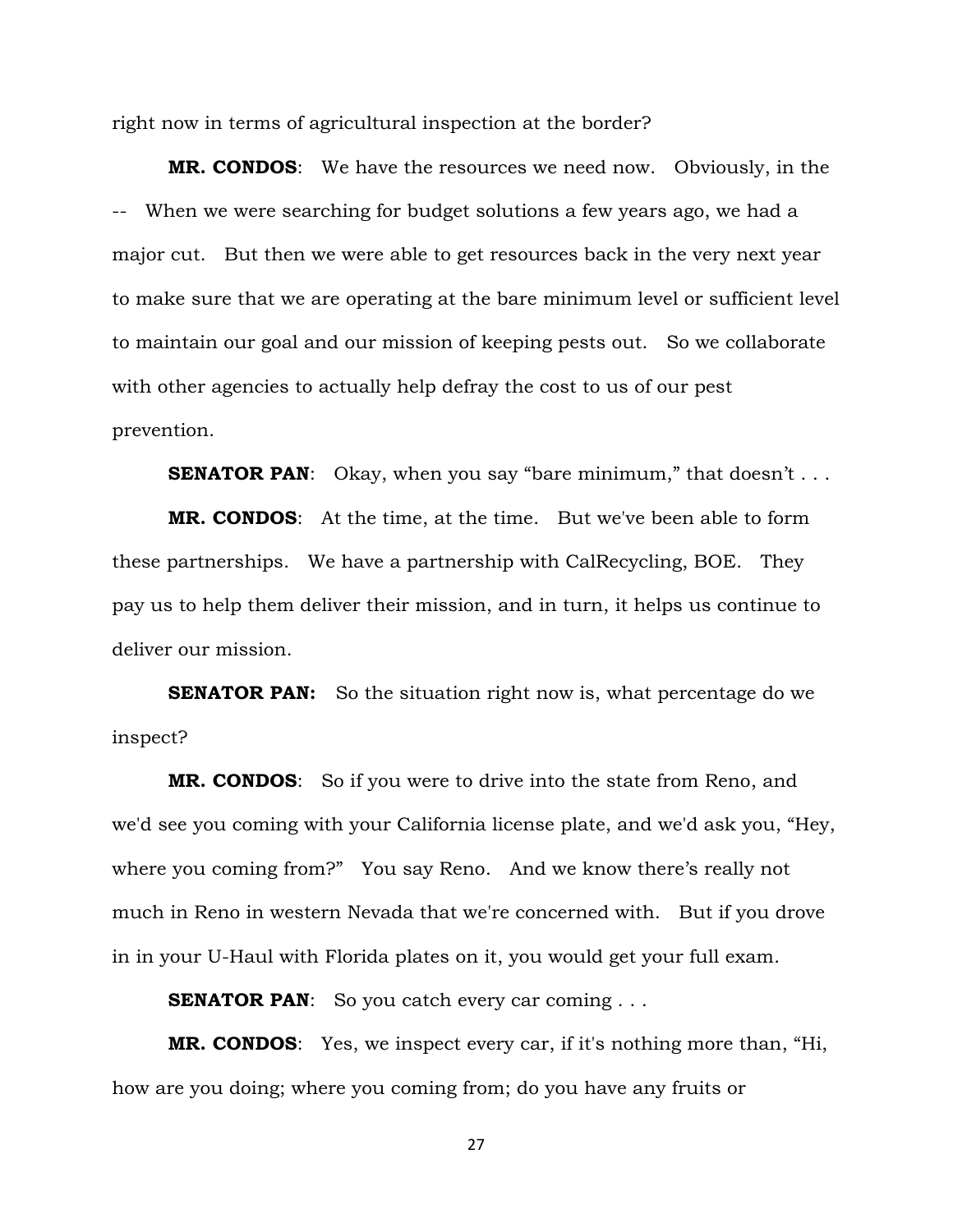right now in terms of agricultural inspection at the border?

**MR. CONDOS**: We have the resources we need now. Obviously, in the -- When we were searching for budget solutions a few years ago, we had a major cut. But then we were able to get resources back in the very next year to make sure that we are operating at the bare minimum level or sufficient level to maintain our goal and our mission of keeping pests out. So we collaborate with other agencies to actually help defray the cost to us of our pest prevention.

**SENATOR PAN**: Okay, when you say "bare minimum," that doesn't . . .

**MR. CONDOS**: At the time, at the time. But we've been able to form these partnerships. We have a partnership with CalRecycling, BOE. They pay us to help them deliver their mission, and in turn, it helps us continue to deliver our mission.

**SENATOR PAN:** So the situation right now is, what percentage do we inspect?

**MR. CONDOS**: So if you were to drive into the state from Reno, and we'd see you coming with your California license plate, and we'd ask you, "Hey, where you coming from?" You say Reno. And we know there's really not much in Reno in western Nevada that we're concerned with. But if you drove in in your U-Haul with Florida plates on it, you would get your full exam.

**SENATOR PAN**: So you catch every car coming . . .

**MR. CONDOS**: Yes, we inspect every car, if it's nothing more than, "Hi, how are you doing; where you coming from; do you have any fruits or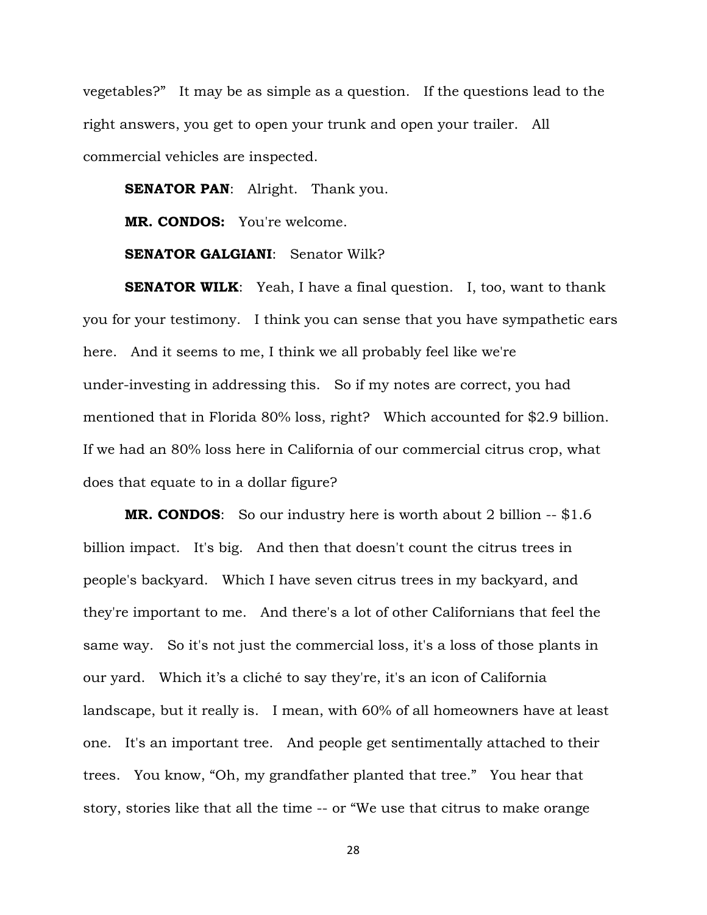vegetables?" It may be as simple as a question. If the questions lead to the right answers, you get to open your trunk and open your trailer. All commercial vehicles are inspected.

**SENATOR PAN**: Alright. Thank you.

**MR. CONDOS:** You're welcome.

**SENATOR GALGIANI**: Senator Wilk?

**SENATOR WILK**: Yeah, I have a final question. I, too, want to thank you for your testimony. I think you can sense that you have sympathetic ears here. And it seems to me, I think we all probably feel like we're under-investing in addressing this. So if my notes are correct, you had mentioned that in Florida 80% loss, right? Which accounted for $2.9 billion. If we had an 80% loss here in California of our commercial citrus crop, what does that equate to in a dollar figure?

**MR. CONDOS**: So our industry here is worth about 2 billion -- $1.6 billion impact. It's big. And then that doesn't count the citrus trees in people's backyard. Which I have seven citrus trees in my backyard, and they're important to me. And there's a lot of other Californians that feel the same way. So it's not just the commercial loss, it's a loss of those plants in our yard. Which it's a cliché to say they're, it's an icon of California landscape, but it really is. I mean, with 60% of all homeowners have at least one. It's an important tree. And people get sentimentally attached to their trees. You know, "Oh, my grandfather planted that tree." You hear that story, stories like that all the time -- or "We use that citrus to make orange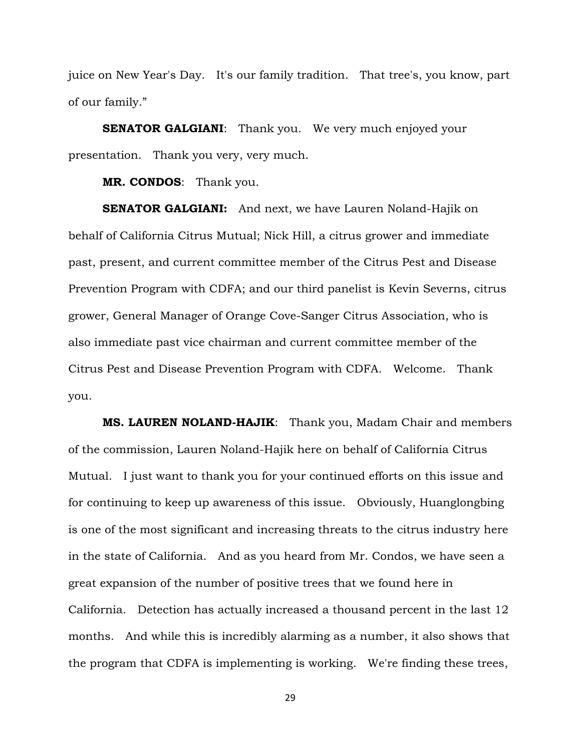juice on New Year's Day. It's our family tradition. That tree's, you know, part of our family."

**SENATOR GALGIANI**: Thank you. We very much enjoyed your presentation. Thank you very, very much.

**MR. CONDOS**: Thank you.

**SENATOR GALGIANI:** And next, we have Lauren Noland-Hajik on behalf of California Citrus Mutual; Nick Hill, a citrus grower and immediate past, present, and current committee member of the Citrus Pest and Disease Prevention Program with CDFA; and our third panelist is Kevin Severns, citrus grower, General Manager of Orange Cove-Sanger Citrus Association, who is also immediate past vice chairman and current committee member of the Citrus Pest and Disease Prevention Program with CDFA. Welcome. Thank you.

**MS. LAUREN NOLAND-HAJIK**: Thank you, Madam Chair and members of the commission, Lauren Noland-Hajik here on behalf of California Citrus Mutual. I just want to thank you for your continued efforts on this issue and for continuing to keep up awareness of this issue. Obviously, Huanglongbing is one of the most significant and increasing threats to the citrus industry here in the state of California. And as you heard from Mr. Condos, we have seen a great expansion of the number of positive trees that we found here in California. Detection has actually increased a thousand percent in the last 12 months. And while this is incredibly alarming as a number, it also shows that the program that CDFA is implementing is working. We're finding these trees,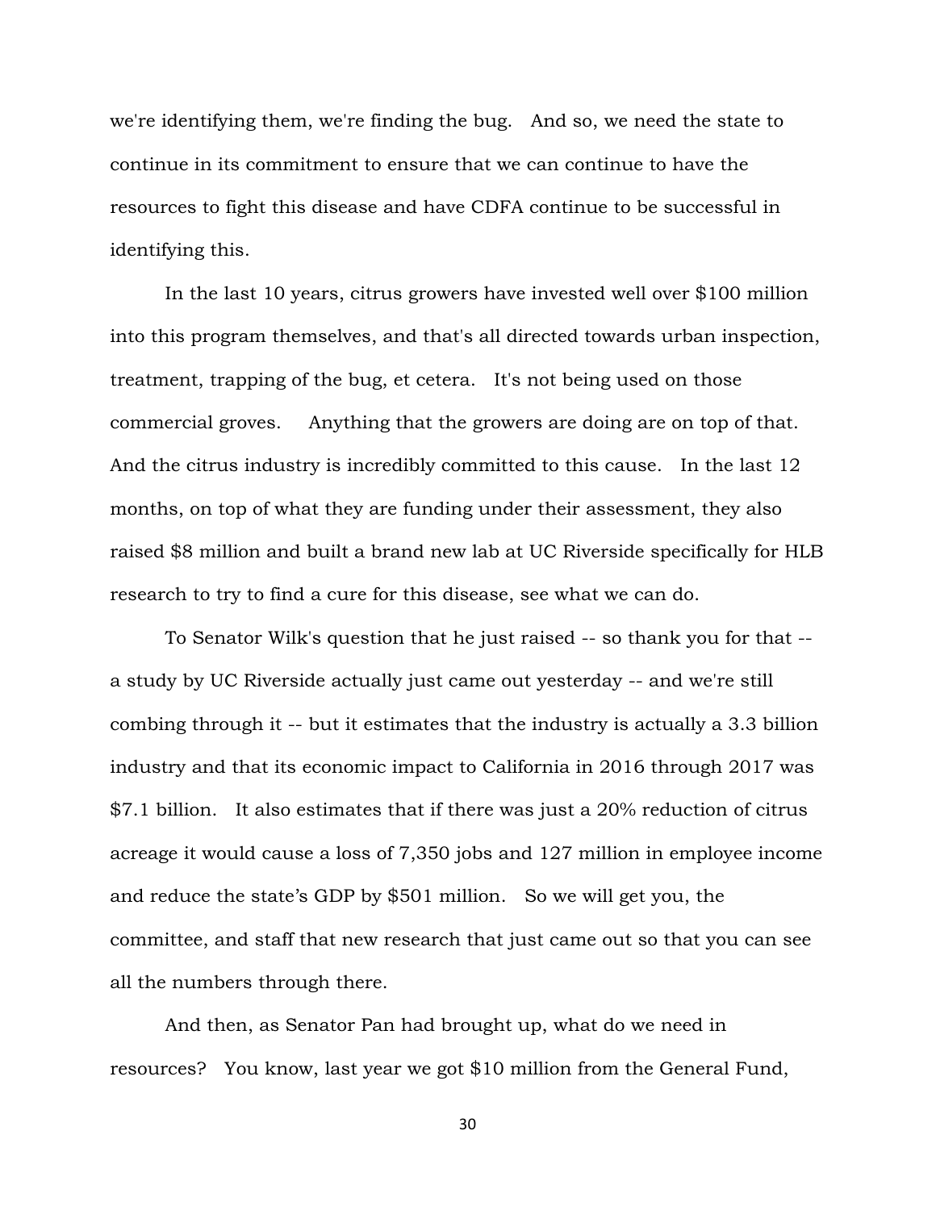we're identifying them, we're finding the bug. And so, we need the state to continue in its commitment to ensure that we can continue to have the resources to fight this disease and have CDFA continue to be successful in identifying this.

In the last 10 years, citrus growers have invested well over $100 million into this program themselves, and that's all directed towards urban inspection, treatment, trapping of the bug, et cetera. It's not being used on those commercial groves. Anything that the growers are doing are on top of that. And the citrus industry is incredibly committed to this cause. In the last 12 months, on top of what they are funding under their assessment, they also raised $8 million and built a brand new lab at UC Riverside specifically for HLB research to try to find a cure for this disease, see what we can do.

To Senator Wilk's question that he just raised -- so thank you for that -- a study by UC Riverside actually just came out yesterday -- and we're still combing through it -- but it estimates that the industry is actually a 3.3 billion industry and that its economic impact to California in 2016 through 2017 was $7.1 billion. It also estimates that if there was just a 20% reduction of citrus acreage it would cause a loss of 7,350 jobs and 127 million in employee income and reduce the state's GDP by $501 million. So we will get you, the committee, and staff that new research that just came out so that you can see all the numbers through there.

And then, as Senator Pan had brought up, what do we need in resources? You know, last year we got $10 million from the General Fund,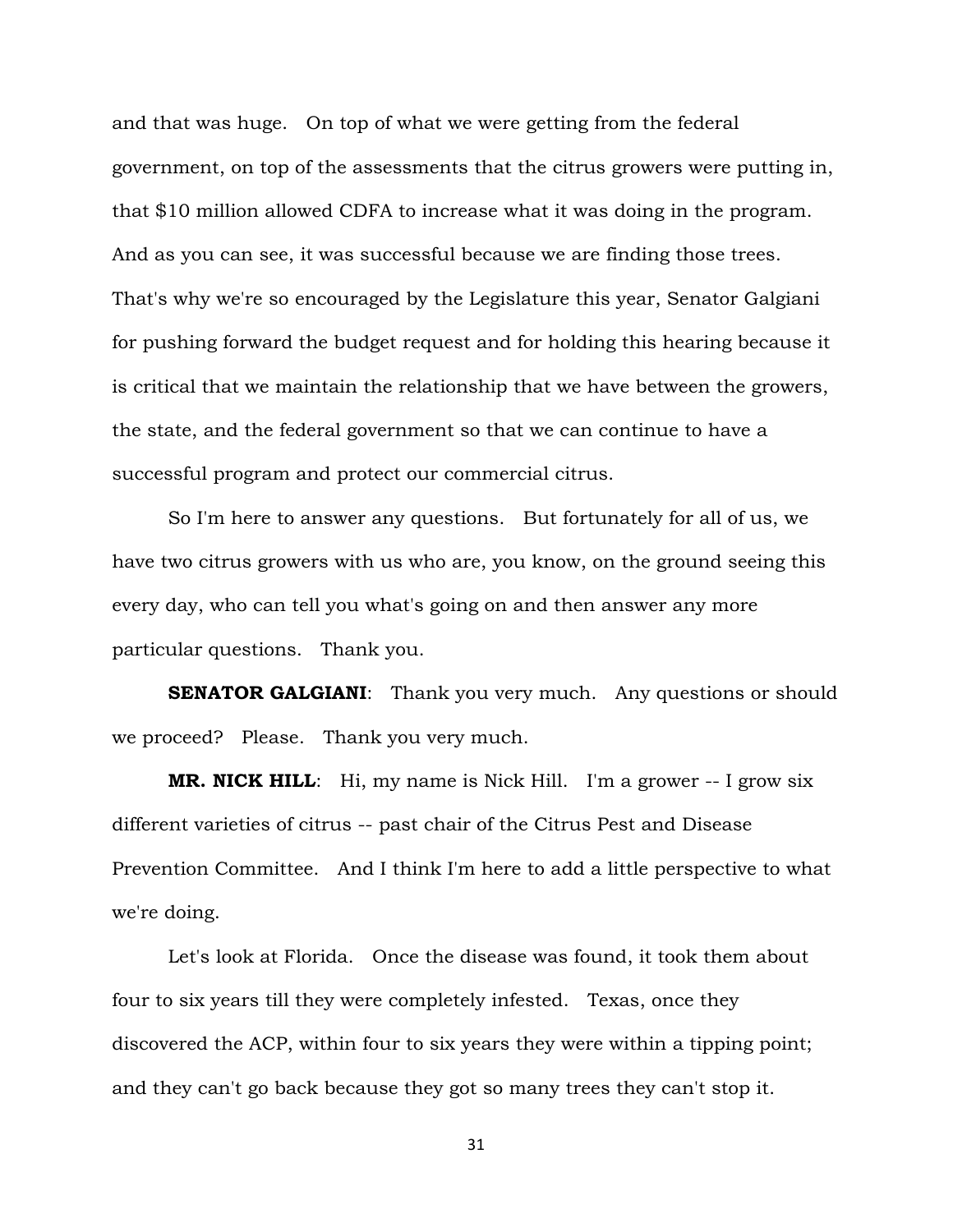and that was huge. On top of what we were getting from the federal government, on top of the assessments that the citrus growers were putting in, that $10 million allowed CDFA to increase what it was doing in the program. And as you can see, it was successful because we are finding those trees. That's why we're so encouraged by the Legislature this year, Senator Galgiani for pushing forward the budget request and for holding this hearing because it is critical that we maintain the relationship that we have between the growers, the state, and the federal government so that we can continue to have a successful program and protect our commercial citrus.

So I'm here to answer any questions. But fortunately for all of us, we have two citrus growers with us who are, you know, on the ground seeing this every day, who can tell you what's going on and then answer any more particular questions. Thank you.

**SENATOR GALGIANI**: Thank you very much. Any questions or should we proceed? Please. Thank you very much.

**MR. NICK HILL**: Hi, my name is Nick Hill. I'm a grower -- I grow six different varieties of citrus -- past chair of the Citrus Pest and Disease Prevention Committee. And I think I'm here to add a little perspective to what we're doing.

Let's look at Florida. Once the disease was found, it took them about four to six years till they were completely infested. Texas, once they discovered the ACP, within four to six years they were within a tipping point; and they can't go back because they got so many trees they can't stop it.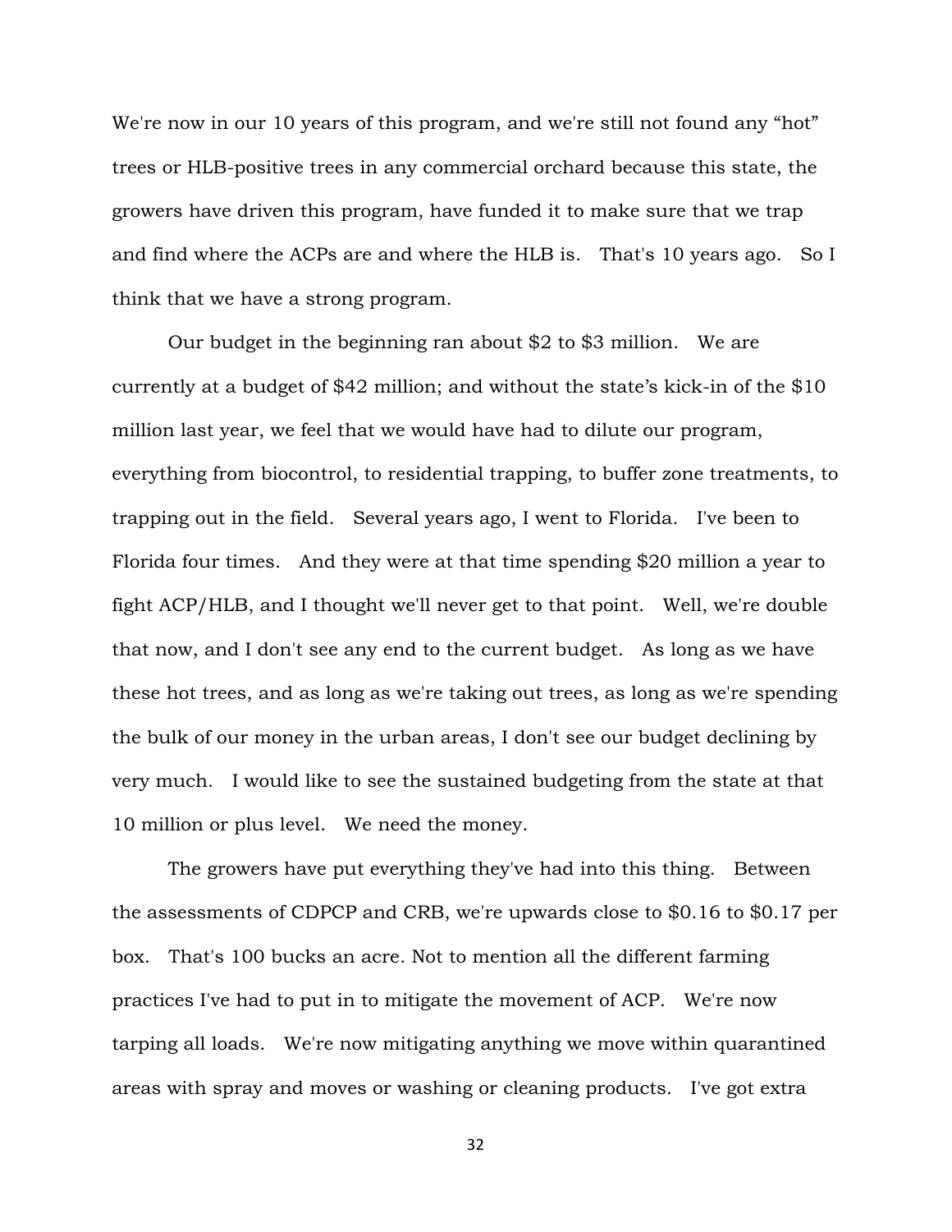We're now in our 10 years of this program, and we're still not found any "hot" trees or HLB-positive trees in any commercial orchard because this state, the growers have driven this program, have funded it to make sure that we trap and find where the ACPs are and where the HLB is. That's 10 years ago. So I think that we have a strong program.

Our budget in the beginning ran about $2 to $3 million. We are currently at a budget of $42 million; and without the state's kick-in of the $10 million last year, we feel that we would have had to dilute our program, everything from biocontrol, to residential trapping, to buffer zone treatments, to trapping out in the field. Several years ago, I went to Florida. I've been to Florida four times. And they were at that time spending $20 million a year to fight ACP/HLB, and I thought we'll never get to that point. Well, we're double that now, and I don't see any end to the current budget. As long as we have these hot trees, and as long as we're taking out trees, as long as we're spending the bulk of our money in the urban areas, I don't see our budget declining by very much. I would like to see the sustained budgeting from the state at that 10 million or plus level. We need the money.

The growers have put everything they've had into this thing. Between the assessments of CDPCP and CRB, we're upwards close to $0.16 to $0.17 per box. That's 100 bucks an acre. Not to mention all the different farming practices I've had to put in to mitigate the movement of ACP. We're now tarping all loads. We're now mitigating anything we move within quarantined areas with spray and moves or washing or cleaning products. I've got extra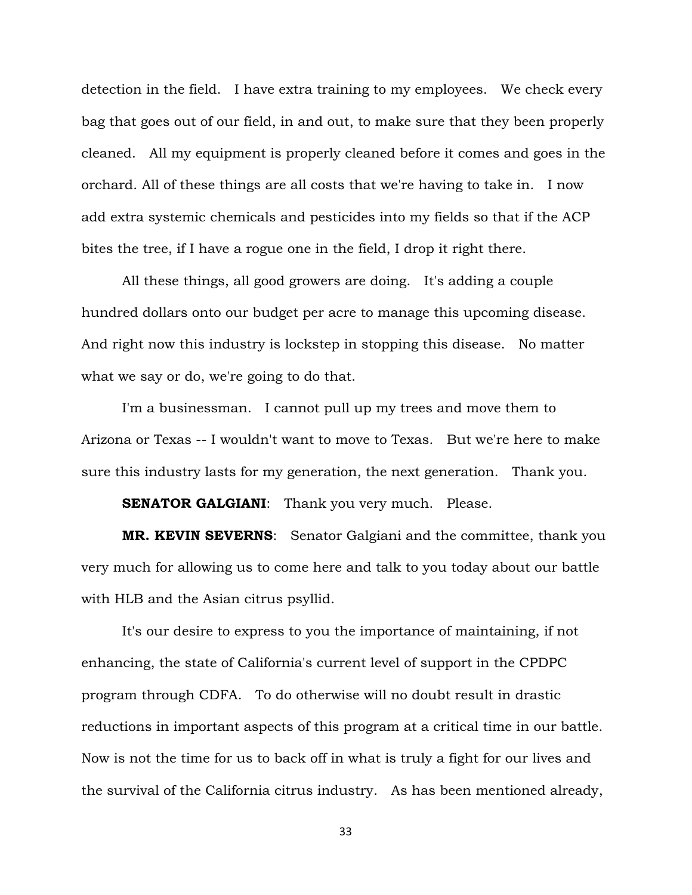detection in the field. I have extra training to my employees. We check every bag that goes out of our field, in and out, to make sure that they been properly cleaned. All my equipment is properly cleaned before it comes and goes in the orchard. All of these things are all costs that we're having to take in. I now add extra systemic chemicals and pesticides into my fields so that if the ACP bites the tree, if I have a rogue one in the field, I drop it right there.

All these things, all good growers are doing. It's adding a couple hundred dollars onto our budget per acre to manage this upcoming disease. And right now this industry is lockstep in stopping this disease. No matter what we say or do, we're going to do that.

I'm a businessman. I cannot pull up my trees and move them to Arizona or Texas -- I wouldn't want to move to Texas. But we're here to make sure this industry lasts for my generation, the next generation. Thank you.

**SENATOR GALGIANI**: Thank you very much. Please.

**MR. KEVIN SEVERNS**: Senator Galgiani and the committee, thank you very much for allowing us to come here and talk to you today about our battle with HLB and the Asian citrus psyllid.

It's our desire to express to you the importance of maintaining, if not enhancing, the state of California's current level of support in the CPDPC program through CDFA. To do otherwise will no doubt result in drastic reductions in important aspects of this program at a critical time in our battle. Now is not the time for us to back off in what is truly a fight for our lives and the survival of the California citrus industry. As has been mentioned already,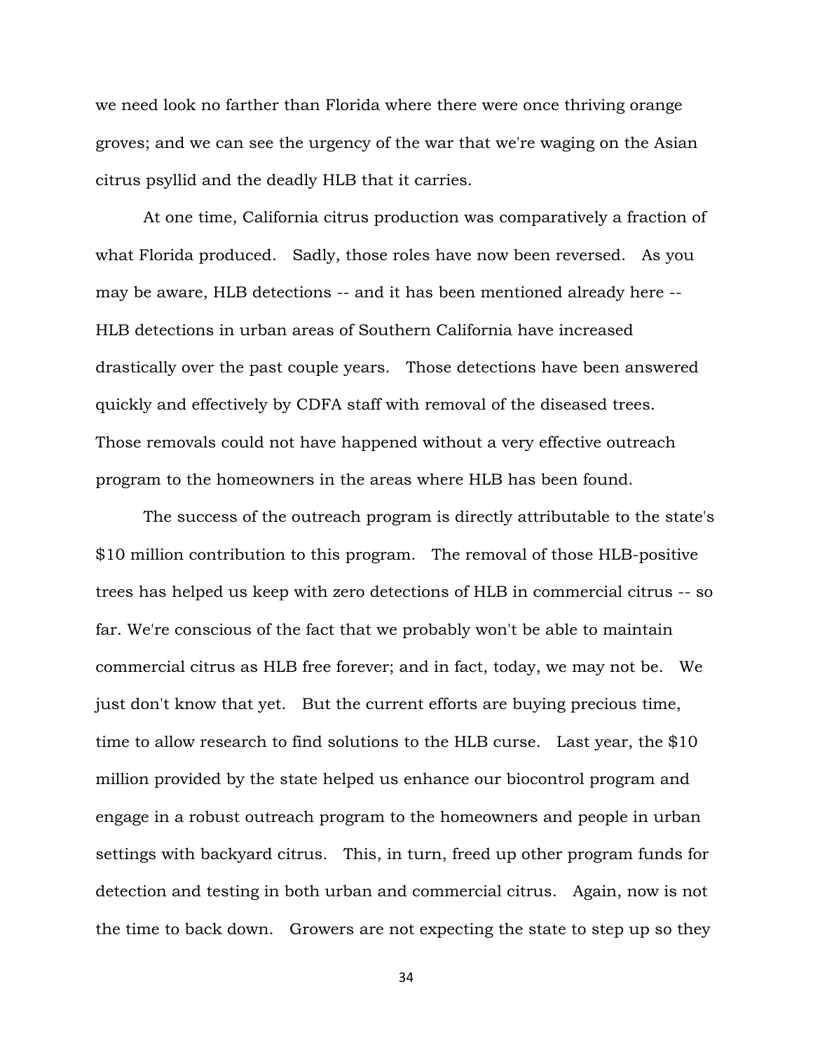we need look no farther than Florida where there were once thriving orange groves; and we can see the urgency of the war that we're waging on the Asian citrus psyllid and the deadly HLB that it carries.

At one time, California citrus production was comparatively a fraction of what Florida produced. Sadly, those roles have now been reversed. As you may be aware, HLB detections -- and it has been mentioned already here -- HLB detections in urban areas of Southern California have increased drastically over the past couple years. Those detections have been answered quickly and effectively by CDFA staff with removal of the diseased trees. Those removals could not have happened without a very effective outreach program to the homeowners in the areas where HLB has been found.

The success of the outreach program is directly attributable to the state's $10 million contribution to this program. The removal of those HLB-positive trees has helped us keep with zero detections of HLB in commercial citrus -- so far. We're conscious of the fact that we probably won't be able to maintain commercial citrus as HLB free forever; and in fact, today, we may not be. We just don't know that yet. But the current efforts are buying precious time, time to allow research to find solutions to the HLB curse. Last year, the $10 million provided by the state helped us enhance our biocontrol program and engage in a robust outreach program to the homeowners and people in urban settings with backyard citrus. This, in turn, freed up other program funds for detection and testing in both urban and commercial citrus. Again, now is not the time to back down. Growers are not expecting the state to step up so they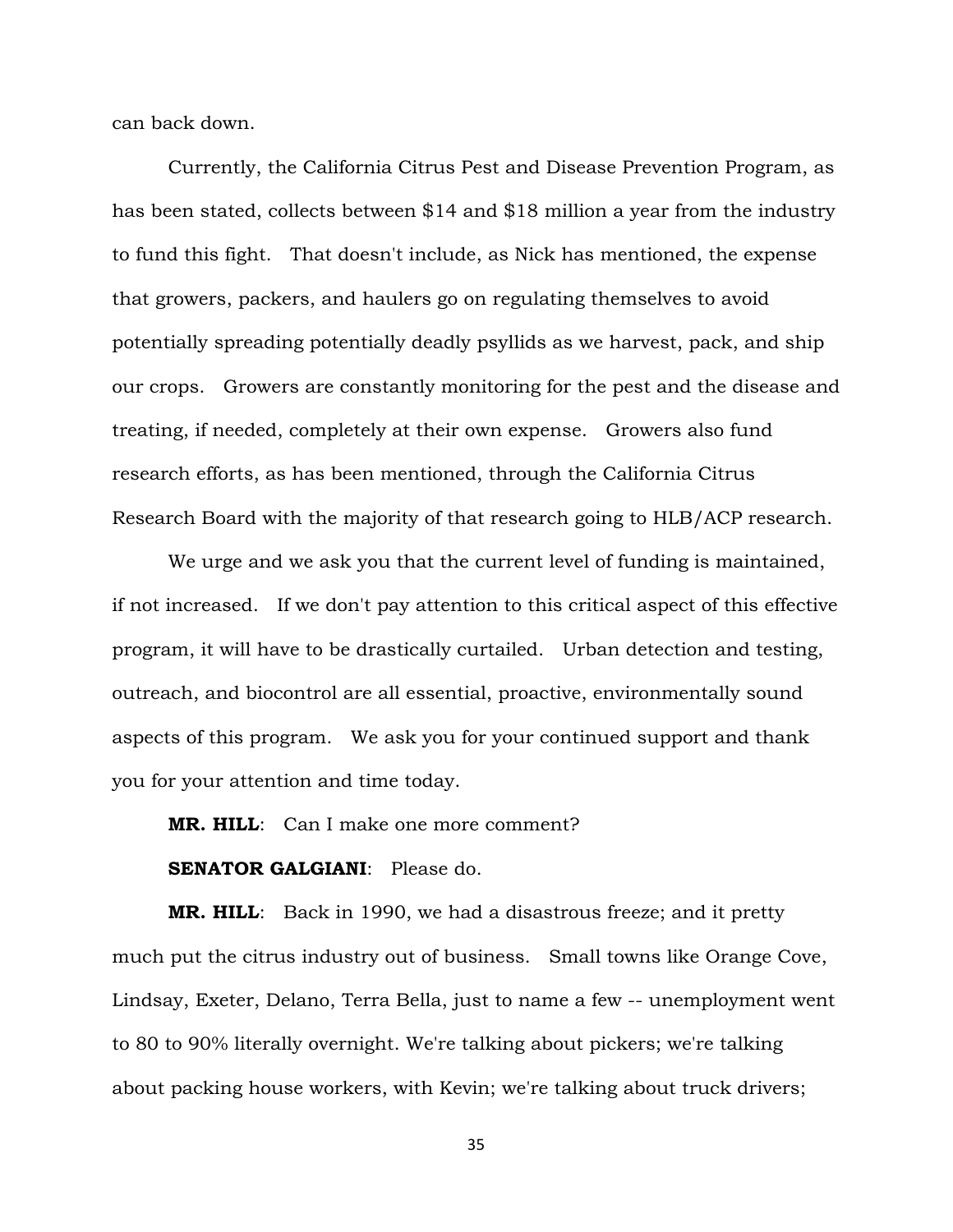can back down.

Currently, the California Citrus Pest and Disease Prevention Program, as has been stated, collects between $14 and $18 million a year from the industry to fund this fight. That doesn't include, as Nick has mentioned, the expense that growers, packers, and haulers go on regulating themselves to avoid potentially spreading potentially deadly psyllids as we harvest, pack, and ship our crops. Growers are constantly monitoring for the pest and the disease and treating, if needed, completely at their own expense. Growers also fund research efforts, as has been mentioned, through the California Citrus Research Board with the majority of that research going to HLB/ACP research.

We urge and we ask you that the current level of funding is maintained, if not increased. If we don't pay attention to this critical aspect of this effective program, it will have to be drastically curtailed. Urban detection and testing, outreach, and biocontrol are all essential, proactive, environmentally sound aspects of this program. We ask you for your continued support and thank you for your attention and time today.

**MR. HILL**: Can I make one more comment?

**SENATOR GALGIANI**: Please do.

**MR. HILL**: Back in 1990, we had a disastrous freeze; and it pretty much put the citrus industry out of business. Small towns like Orange Cove, Lindsay, Exeter, Delano, Terra Bella, just to name a few -- unemployment went to 80 to 90% literally overnight. We're talking about pickers; we're talking about packing house workers, with Kevin; we're talking about truck drivers;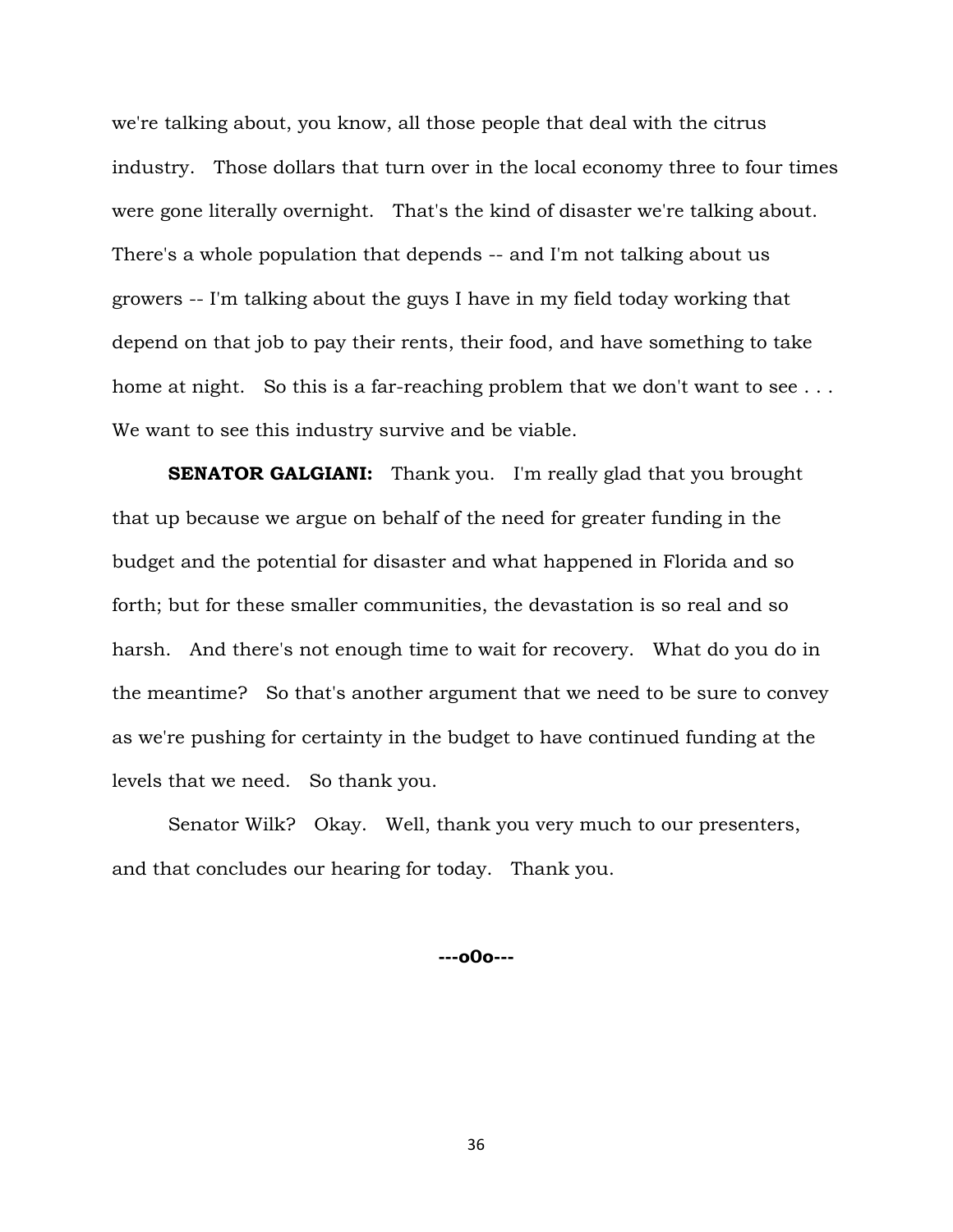we're talking about, you know, all those people that deal with the citrus industry. Those dollars that turn over in the local economy three to four times were gone literally overnight. That's the kind of disaster we're talking about. There's a whole population that depends -- and I'm not talking about us growers -- I'm talking about the guys I have in my field today working that depend on that job to pay their rents, their food, and have something to take home at night. So this is a far-reaching problem that we don't want to see . . . We want to see this industry survive and be viable.

**SENATOR GALGIANI:** Thank you. I'm really glad that you brought that up because we argue on behalf of the need for greater funding in the budget and the potential for disaster and what happened in Florida and so forth; but for these smaller communities, the devastation is so real and so harsh. And there's not enough time to wait for recovery. What do you do in the meantime? So that's another argument that we need to be sure to convey as we're pushing for certainty in the budget to have continued funding at the levels that we need. So thank you.

Senator Wilk? Okay. Well, thank you very much to our presenters, and that concludes our hearing for today. Thank you.

**---o0o---**